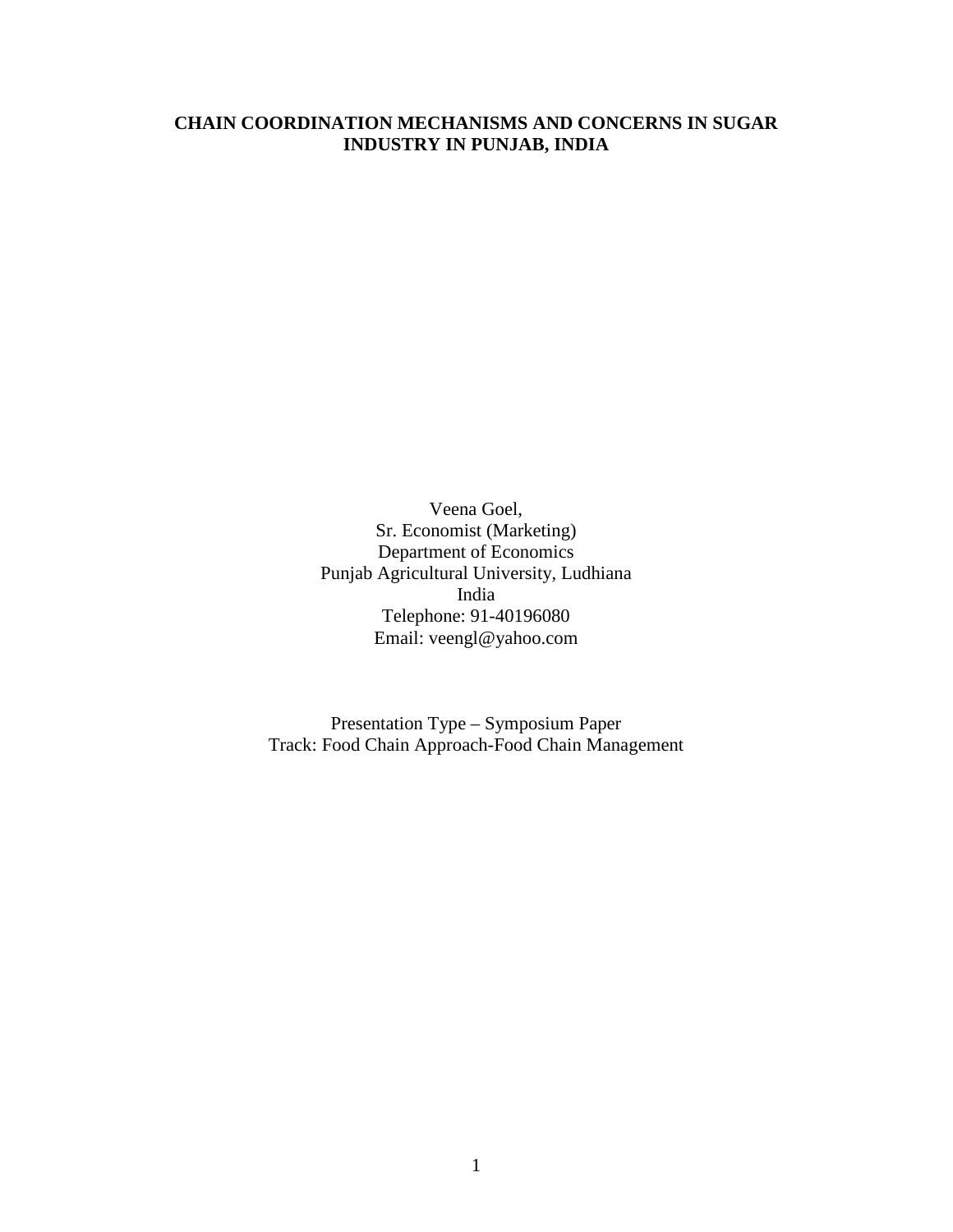# CHAIN COORDINATION MECHANISMS AND CONCERNS IN SUGAR INDUSTRY IN PUNJAB, INDIA

Veena Goel,
Sr. Economist (Marketing)
Department of Economics
Punjab Agricultural University, Ludhiana
India
Telephone: 91-40196080
Email: veengl@yahoo.com

Presentation Type – Symposium Paper
Track: Food Chain Approach-Food Chain Management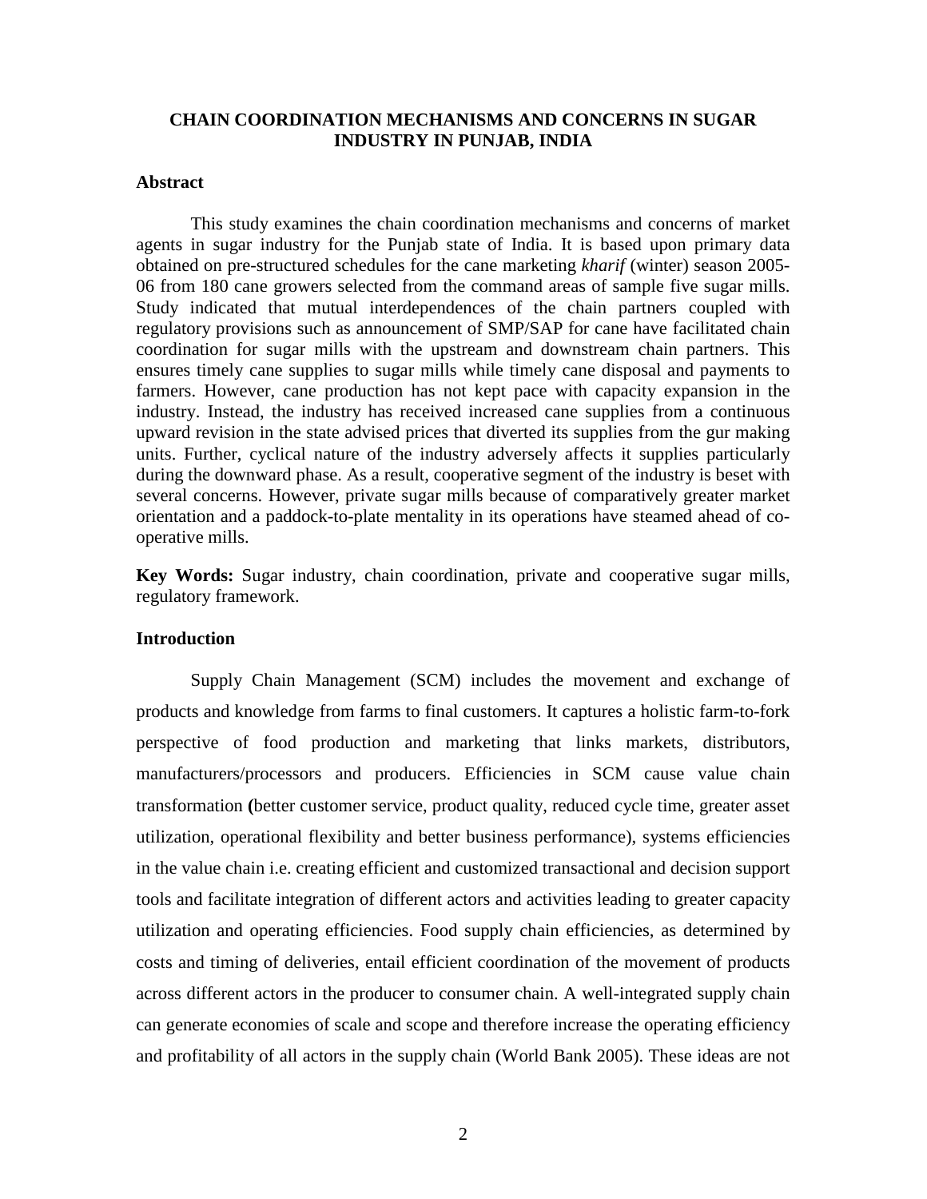# CHAIN COORDINATION MECHANISMS AND CONCERNS IN SUGAR INDUSTRY IN PUNJAB, INDIA

## Abstract

This study examines the chain coordination mechanisms and concerns of market agents in sugar industry for the Punjab state of India. It is based upon primary data obtained on pre-structured schedules for the cane marketing *kharif* (winter) season 2005-06 from 180 cane growers selected from the command areas of sample five sugar mills. Study indicated that mutual interdependences of the chain partners coupled with regulatory provisions such as announcement of SMP/SAP for cane have facilitated chain coordination for sugar mills with the upstream and downstream chain partners. This ensures timely cane supplies to sugar mills while timely cane disposal and payments to farmers. However, cane production has not kept pace with capacity expansion in the industry. Instead, the industry has received increased cane supplies from a continuous upward revision in the state advised prices that diverted its supplies from the gur making units. Further, cyclical nature of the industry adversely affects it supplies particularly during the downward phase. As a result, cooperative segment of the industry is beset with several concerns. However, private sugar mills because of comparatively greater market orientation and a paddock-to-plate mentality in its operations have steamed ahead of co-operative mills.

**Key Words:** Sugar industry, chain coordination, private and cooperative sugar mills, regulatory framework.

## Introduction

Supply Chain Management (SCM) includes the movement and exchange of products and knowledge from farms to final customers. It captures a holistic farm-to-fork perspective of food production and marketing that links markets, distributors, manufacturers/processors and producers. Efficiencies in SCM cause value chain transformation **(**better customer service, product quality, reduced cycle time, greater asset utilization, operational flexibility and better business performance), systems efficiencies in the value chain i.e. creating efficient and customized transactional and decision support tools and facilitate integration of different actors and activities leading to greater capacity utilization and operating efficiencies. Food supply chain efficiencies, as determined by costs and timing of deliveries, entail efficient coordination of the movement of products across different actors in the producer to consumer chain. A well-integrated supply chain can generate economies of scale and scope and therefore increase the operating efficiency and profitability of all actors in the supply chain (World Bank 2005). These ideas are not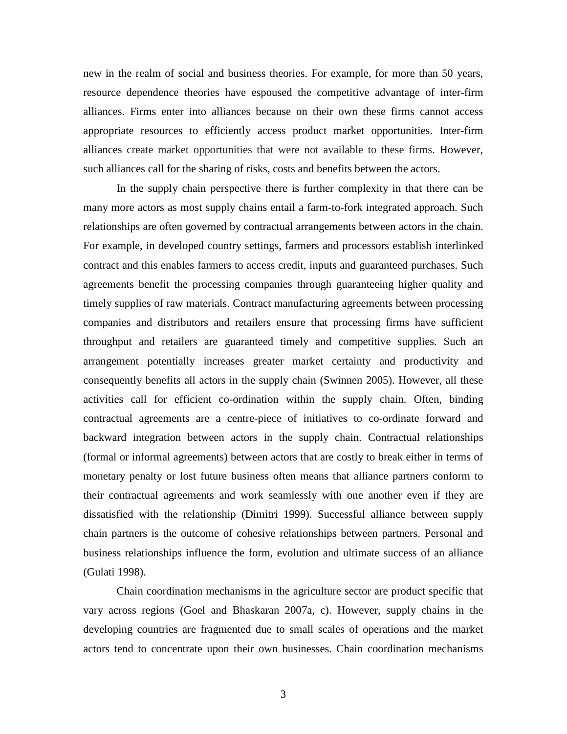new in the realm of social and business theories. For example, for more than 50 years, resource dependence theories have espoused the competitive advantage of inter-firm alliances. Firms enter into alliances because on their own these firms cannot access appropriate resources to efficiently access product market opportunities. Inter-firm alliances create market opportunities that were not available to these firms. However, such alliances call for the sharing of risks, costs and benefits between the actors.

In the supply chain perspective there is further complexity in that there can be many more actors as most supply chains entail a farm-to-fork integrated approach. Such relationships are often governed by contractual arrangements between actors in the chain. For example, in developed country settings, farmers and processors establish interlinked contract and this enables farmers to access credit, inputs and guaranteed purchases. Such agreements benefit the processing companies through guaranteeing higher quality and timely supplies of raw materials. Contract manufacturing agreements between processing companies and distributors and retailers ensure that processing firms have sufficient throughput and retailers are guaranteed timely and competitive supplies. Such an arrangement potentially increases greater market certainty and productivity and consequently benefits all actors in the supply chain (Swinnen 2005). However, all these activities call for efficient co-ordination within the supply chain. Often, binding contractual agreements are a centre-piece of initiatives to co-ordinate forward and backward integration between actors in the supply chain. Contractual relationships (formal or informal agreements) between actors that are costly to break either in terms of monetary penalty or lost future business often means that alliance partners conform to their contractual agreements and work seamlessly with one another even if they are dissatisfied with the relationship (Dimitri 1999). Successful alliance between supply chain partners is the outcome of cohesive relationships between partners. Personal and business relationships influence the form, evolution and ultimate success of an alliance (Gulati 1998).

Chain coordination mechanisms in the agriculture sector are product specific that vary across regions (Goel and Bhaskaran 2007a, c). However, supply chains in the developing countries are fragmented due to small scales of operations and the market actors tend to concentrate upon their own businesses. Chain coordination mechanisms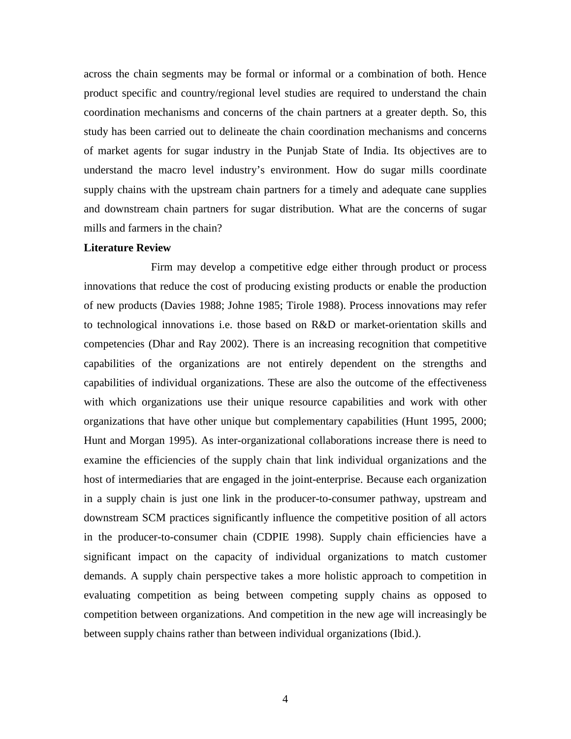across the chain segments may be formal or informal or a combination of both. Hence product specific and country/regional level studies are required to understand the chain coordination mechanisms and concerns of the chain partners at a greater depth. So, this study has been carried out to delineate the chain coordination mechanisms and concerns of market agents for sugar industry in the Punjab State of India. Its objectives are to understand the macro level industry's environment. How do sugar mills coordinate supply chains with the upstream chain partners for a timely and adequate cane supplies and downstream chain partners for sugar distribution. What are the concerns of sugar mills and farmers in the chain?

**Literature Review**

Firm may develop a competitive edge either through product or process innovations that reduce the cost of producing existing products or enable the production of new products (Davies 1988; Johne 1985; Tirole 1988). Process innovations may refer to technological innovations i.e. those based on R&D or market-orientation skills and competencies (Dhar and Ray 2002). There is an increasing recognition that competitive capabilities of the organizations are not entirely dependent on the strengths and capabilities of individual organizations. These are also the outcome of the effectiveness with which organizations use their unique resource capabilities and work with other organizations that have other unique but complementary capabilities (Hunt 1995, 2000; Hunt and Morgan 1995). As inter-organizational collaborations increase there is need to examine the efficiencies of the supply chain that link individual organizations and the host of intermediaries that are engaged in the joint-enterprise. Because each organization in a supply chain is just one link in the producer-to-consumer pathway, upstream and downstream SCM practices significantly influence the competitive position of all actors in the producer-to-consumer chain (CDPIE 1998). Supply chain efficiencies have a significant impact on the capacity of individual organizations to match customer demands. A supply chain perspective takes a more holistic approach to competition in evaluating competition as being between competing supply chains as opposed to competition between organizations. And competition in the new age will increasingly be between supply chains rather than between individual organizations (Ibid.).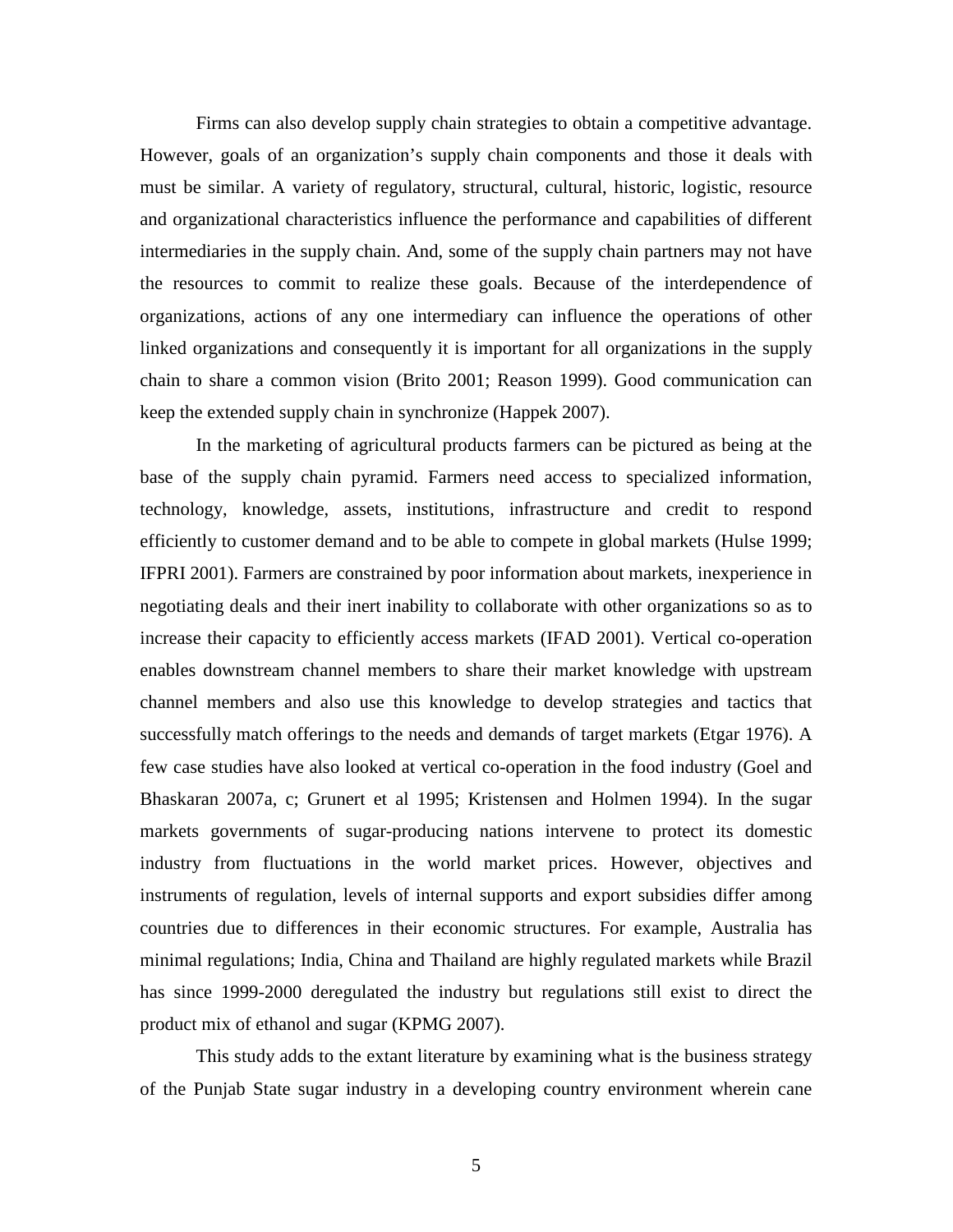Firms can also develop supply chain strategies to obtain a competitive advantage. However, goals of an organization's supply chain components and those it deals with must be similar. A variety of regulatory, structural, cultural, historic, logistic, resource and organizational characteristics influence the performance and capabilities of different intermediaries in the supply chain. And, some of the supply chain partners may not have the resources to commit to realize these goals. Because of the interdependence of organizations, actions of any one intermediary can influence the operations of other linked organizations and consequently it is important for all organizations in the supply chain to share a common vision (Brito 2001; Reason 1999). Good communication can keep the extended supply chain in synchronize (Happek 2007).

In the marketing of agricultural products farmers can be pictured as being at the base of the supply chain pyramid. Farmers need access to specialized information, technology, knowledge, assets, institutions, infrastructure and credit to respond efficiently to customer demand and to be able to compete in global markets (Hulse 1999; IFPRI 2001). Farmers are constrained by poor information about markets, inexperience in negotiating deals and their inert inability to collaborate with other organizations so as to increase their capacity to efficiently access markets (IFAD 2001). Vertical co-operation enables downstream channel members to share their market knowledge with upstream channel members and also use this knowledge to develop strategies and tactics that successfully match offerings to the needs and demands of target markets (Etgar 1976). A few case studies have also looked at vertical co-operation in the food industry (Goel and Bhaskaran 2007a, c; Grunert et al 1995; Kristensen and Holmen 1994). In the sugar markets governments of sugar-producing nations intervene to protect its domestic industry from fluctuations in the world market prices. However, objectives and instruments of regulation, levels of internal supports and export subsidies differ among countries due to differences in their economic structures. For example, Australia has minimal regulations; India, China and Thailand are highly regulated markets while Brazil has since 1999-2000 deregulated the industry but regulations still exist to direct the product mix of ethanol and sugar (KPMG 2007).

This study adds to the extant literature by examining what is the business strategy of the Punjab State sugar industry in a developing country environment wherein cane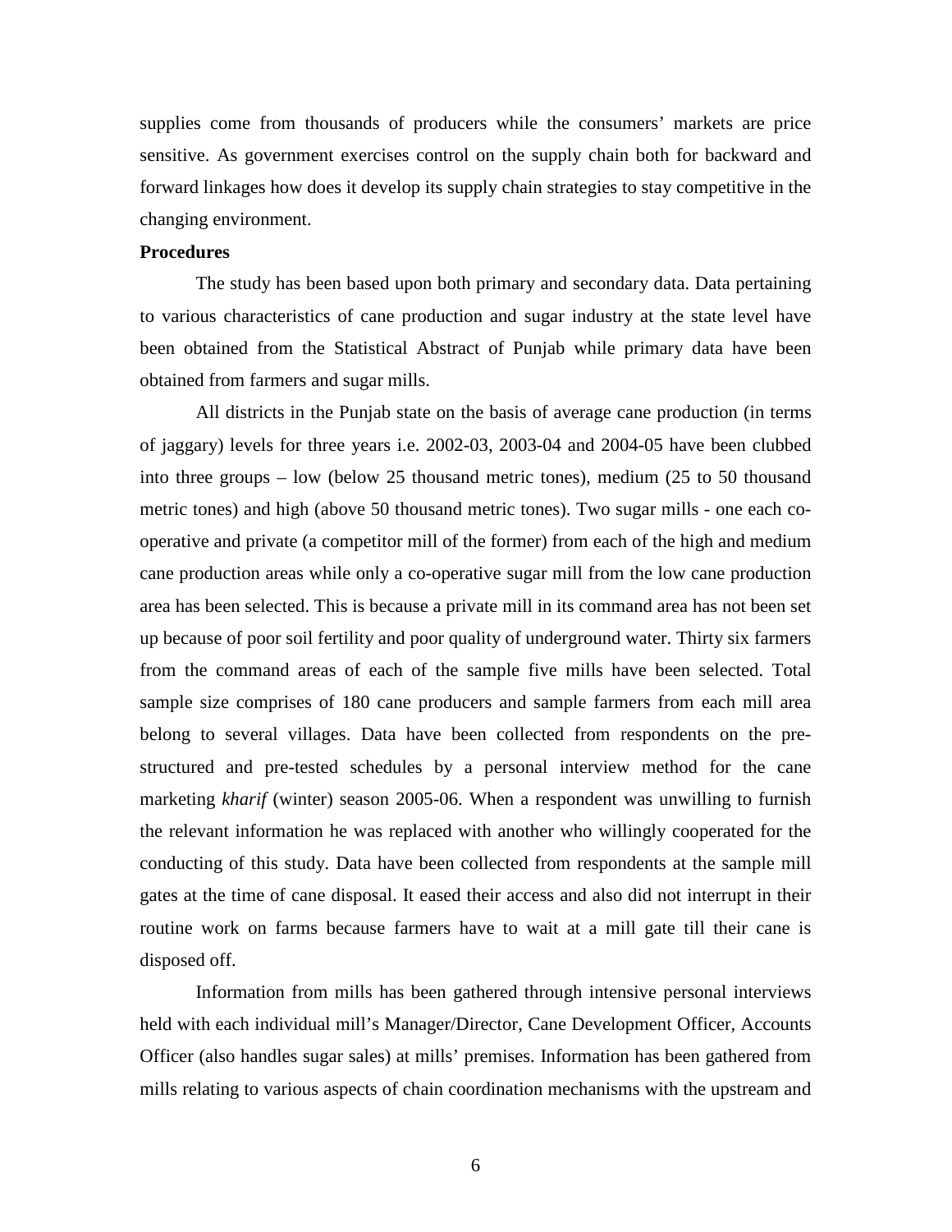supplies come from thousands of producers while the consumers' markets are price sensitive. As government exercises control on the supply chain both for backward and forward linkages how does it develop its supply chain strategies to stay competitive in the changing environment.

**Procedures**

The study has been based upon both primary and secondary data. Data pertaining to various characteristics of cane production and sugar industry at the state level have been obtained from the Statistical Abstract of Punjab while primary data have been obtained from farmers and sugar mills.

All districts in the Punjab state on the basis of average cane production (in terms of jaggary) levels for three years i.e. 2002-03, 2003-04 and 2004-05 have been clubbed into three groups – low (below 25 thousand metric tones), medium (25 to 50 thousand metric tones) and high (above 50 thousand metric tones). Two sugar mills - one each co-operative and private (a competitor mill of the former) from each of the high and medium cane production areas while only a co-operative sugar mill from the low cane production area has been selected. This is because a private mill in its command area has not been set up because of poor soil fertility and poor quality of underground water. Thirty six farmers from the command areas of each of the sample five mills have been selected. Total sample size comprises of 180 cane producers and sample farmers from each mill area belong to several villages. Data have been collected from respondents on the pre-structured and pre-tested schedules by a personal interview method for the cane marketing *kharif* (winter) season 2005-06. When a respondent was unwilling to furnish the relevant information he was replaced with another who willingly cooperated for the conducting of this study. Data have been collected from respondents at the sample mill gates at the time of cane disposal. It eased their access and also did not interrupt in their routine work on farms because farmers have to wait at a mill gate till their cane is disposed off.

Information from mills has been gathered through intensive personal interviews held with each individual mill's Manager/Director, Cane Development Officer, Accounts Officer (also handles sugar sales) at mills' premises. Information has been gathered from mills relating to various aspects of chain coordination mechanisms with the upstream and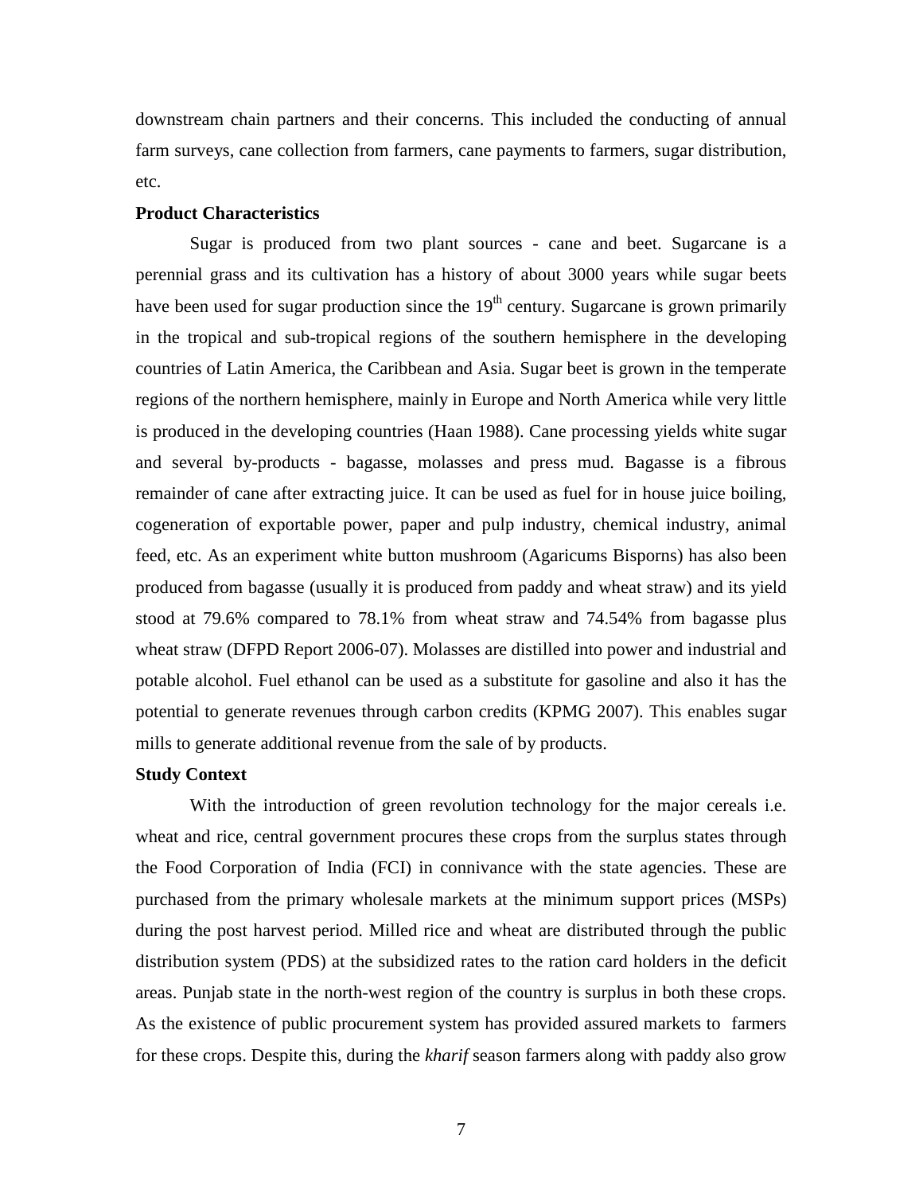downstream chain partners and their concerns. This included the conducting of annual farm surveys, cane collection from farmers, cane payments to farmers, sugar distribution, etc.

**Product Characteristics**

Sugar is produced from two plant sources - cane and beet. Sugarcane is a perennial grass and its cultivation has a history of about 3000 years while sugar beets have been used for sugar production since the 19th century. Sugarcane is grown primarily in the tropical and sub-tropical regions of the southern hemisphere in the developing countries of Latin America, the Caribbean and Asia. Sugar beet is grown in the temperate regions of the northern hemisphere, mainly in Europe and North America while very little is produced in the developing countries (Haan 1988). Cane processing yields white sugar and several by-products - bagasse, molasses and press mud. Bagasse is a fibrous remainder of cane after extracting juice. It can be used as fuel for in house juice boiling, cogeneration of exportable power, paper and pulp industry, chemical industry, animal feed, etc. As an experiment white button mushroom (Agaricums Bisporns) has also been produced from bagasse (usually it is produced from paddy and wheat straw) and its yield stood at 79.6% compared to 78.1% from wheat straw and 74.54% from bagasse plus wheat straw (DFPD Report 2006-07). Molasses are distilled into power and industrial and potable alcohol. Fuel ethanol can be used as a substitute for gasoline and also it has the potential to generate revenues through carbon credits (KPMG 2007). This enables sugar mills to generate additional revenue from the sale of by products.

**Study Context**

With the introduction of green revolution technology for the major cereals i.e. wheat and rice, central government procures these crops from the surplus states through the Food Corporation of India (FCI) in connivance with the state agencies. These are purchased from the primary wholesale markets at the minimum support prices (MSPs) during the post harvest period. Milled rice and wheat are distributed through the public distribution system (PDS) at the subsidized rates to the ration card holders in the deficit areas. Punjab state in the north-west region of the country is surplus in both these crops. As the existence of public procurement system has provided assured markets to farmers for these crops. Despite this, during the *kharif* season farmers along with paddy also grow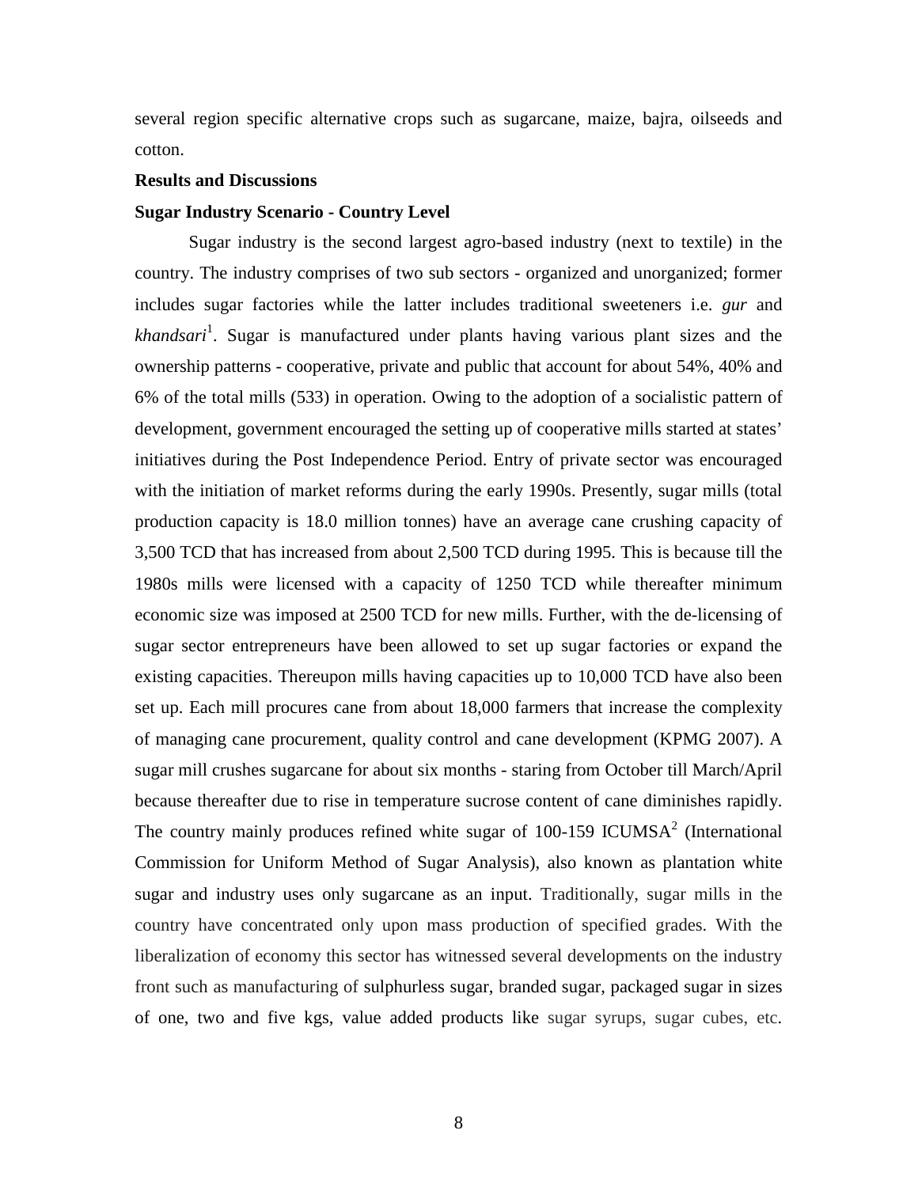several region specific alternative crops such as sugarcane, maize, bajra, oilseeds and cotton.

**Results and Discussions**

**Sugar Industry Scenario - Country Level**

Sugar industry is the second largest agro-based industry (next to textile) in the country. The industry comprises of two sub sectors - organized and unorganized; former includes sugar factories while the latter includes traditional sweeteners i.e. *gur* and *khandsari*[1]. Sugar is manufactured under plants having various plant sizes and the ownership patterns - cooperative, private and public that account for about 54%, 40% and 6% of the total mills (533) in operation. Owing to the adoption of a socialistic pattern of development, government encouraged the setting up of cooperative mills started at states' initiatives during the Post Independence Period. Entry of private sector was encouraged with the initiation of market reforms during the early 1990s. Presently, sugar mills (total production capacity is 18.0 million tonnes) have an average cane crushing capacity of 3,500 TCD that has increased from about 2,500 TCD during 1995. This is because till the 1980s mills were licensed with a capacity of 1250 TCD while thereafter minimum economic size was imposed at 2500 TCD for new mills. Further, with the de-licensing of sugar sector entrepreneurs have been allowed to set up sugar factories or expand the existing capacities. Thereupon mills having capacities up to 10,000 TCD have also been set up. Each mill procures cane from about 18,000 farmers that increase the complexity of managing cane procurement, quality control and cane development (KPMG 2007). A sugar mill crushes sugarcane for about six months - staring from October till March/April because thereafter due to rise in temperature sucrose content of cane diminishes rapidly. The country mainly produces refined white sugar of 100-159 ICUMSA[2] (International Commission for Uniform Method of Sugar Analysis), also known as plantation white sugar and industry uses only sugarcane as an input. Traditionally, sugar mills in the country have concentrated only upon mass production of specified grades. With the liberalization of economy this sector has witnessed several developments on the industry front such as manufacturing of sulphurless sugar, branded sugar, packaged sugar in sizes of one, two and five kgs, value added products like sugar syrups, sugar cubes, etc.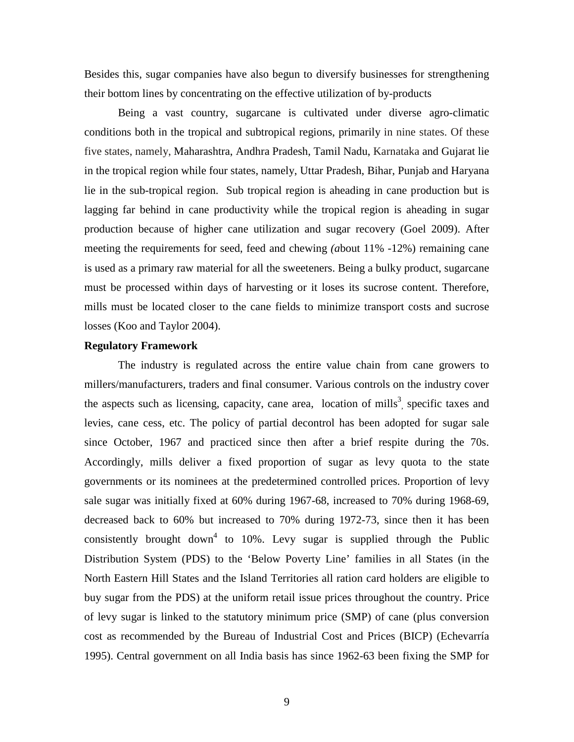Besides this, sugar companies have also begun to diversify businesses for strengthening their bottom lines by concentrating on the effective utilization of by-products

Being a vast country, sugarcane is cultivated under diverse agro-climatic conditions both in the tropical and subtropical regions, primarily in nine states. Of these five states, namely, Maharashtra, Andhra Pradesh, Tamil Nadu, Karnataka and Gujarat lie in the tropical region while four states, namely, Uttar Pradesh, Bihar, Punjab and Haryana lie in the sub-tropical region. Sub tropical region is aheading in cane production but is lagging far behind in cane productivity while the tropical region is aheading in sugar production because of higher cane utilization and sugar recovery (Goel 2009). After meeting the requirements for seed, feed and chewing *(a*bout 11% -12%) remaining cane is used as a primary raw material for all the sweeteners. Being a bulky product, sugarcane must be processed within days of harvesting or it loses its sucrose content. Therefore, mills must be located closer to the cane fields to minimize transport costs and sucrose losses (Koo and Taylor 2004).

**Regulatory Framework**

The industry is regulated across the entire value chain from cane growers to millers/manufacturers, traders and final consumer. Various controls on the industry cover the aspects such as licensing, capacity, cane area, location of mills[3], specific taxes and levies, cane cess, etc. The policy of partial decontrol has been adopted for sugar sale since October, 1967 and practiced since then after a brief respite during the 70s. Accordingly, mills deliver a fixed proportion of sugar as levy quota to the state governments or its nominees at the predetermined controlled prices. Proportion of levy sale sugar was initially fixed at 60% during 1967-68, increased to 70% during 1968-69, decreased back to 60% but increased to 70% during 1972-73, since then it has been consistently brought down[4] to 10%. Levy sugar is supplied through the Public Distribution System (PDS) to the 'Below Poverty Line' families in all States (in the North Eastern Hill States and the Island Territories all ration card holders are eligible to buy sugar from the PDS) at the uniform retail issue prices throughout the country. Price of levy sugar is linked to the statutory minimum price (SMP) of cane (plus conversion cost as recommended by the Bureau of Industrial Cost and Prices (BICP) (Echevarría 1995). Central government on all India basis has since 1962-63 been fixing the SMP for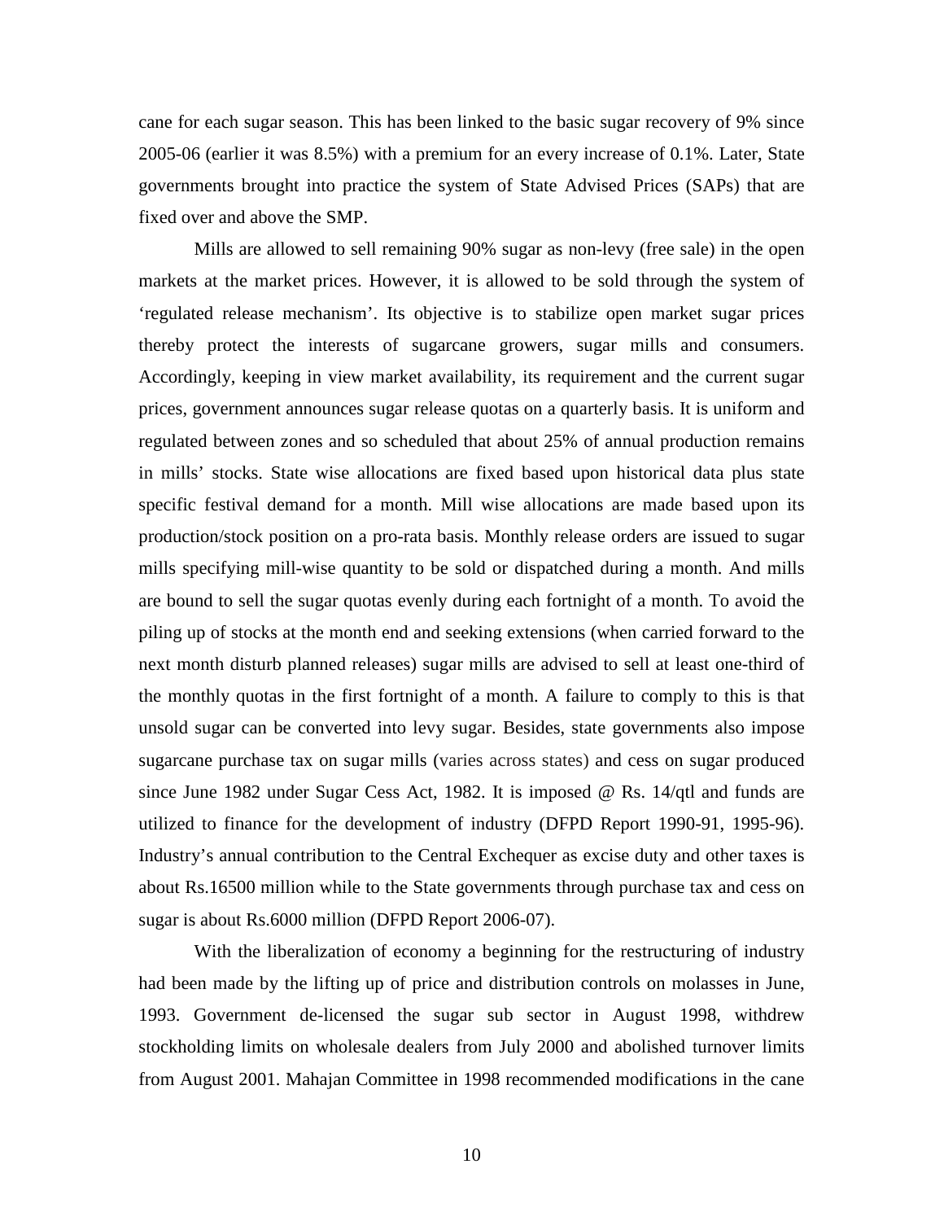cane for each sugar season. This has been linked to the basic sugar recovery of 9% since 2005-06 (earlier it was 8.5%) with a premium for an every increase of 0.1%. Later, State governments brought into practice the system of State Advised Prices (SAPs) that are fixed over and above the SMP.

Mills are allowed to sell remaining 90% sugar as non-levy (free sale) in the open markets at the market prices. However, it is allowed to be sold through the system of 'regulated release mechanism'. Its objective is to stabilize open market sugar prices thereby protect the interests of sugarcane growers, sugar mills and consumers. Accordingly, keeping in view market availability, its requirement and the current sugar prices, government announces sugar release quotas on a quarterly basis. It is uniform and regulated between zones and so scheduled that about 25% of annual production remains in mills' stocks. State wise allocations are fixed based upon historical data plus state specific festival demand for a month. Mill wise allocations are made based upon its production/stock position on a pro-rata basis. Monthly release orders are issued to sugar mills specifying mill-wise quantity to be sold or dispatched during a month. And mills are bound to sell the sugar quotas evenly during each fortnight of a month. To avoid the piling up of stocks at the month end and seeking extensions (when carried forward to the next month disturb planned releases) sugar mills are advised to sell at least one-third of the monthly quotas in the first fortnight of a month. A failure to comply to this is that unsold sugar can be converted into levy sugar. Besides, state governments also impose sugarcane purchase tax on sugar mills (varies across states) and cess on sugar produced since June 1982 under Sugar Cess Act, 1982. It is imposed @ Rs. 14/qtl and funds are utilized to finance for the development of industry (DFPD Report 1990-91, 1995-96). Industry's annual contribution to the Central Exchequer as excise duty and other taxes is about Rs.16500 million while to the State governments through purchase tax and cess on sugar is about Rs.6000 million (DFPD Report 2006-07).

With the liberalization of economy a beginning for the restructuring of industry had been made by the lifting up of price and distribution controls on molasses in June, 1993. Government de-licensed the sugar sub sector in August 1998, withdrew stockholding limits on wholesale dealers from July 2000 and abolished turnover limits from August 2001. Mahajan Committee in 1998 recommended modifications in the cane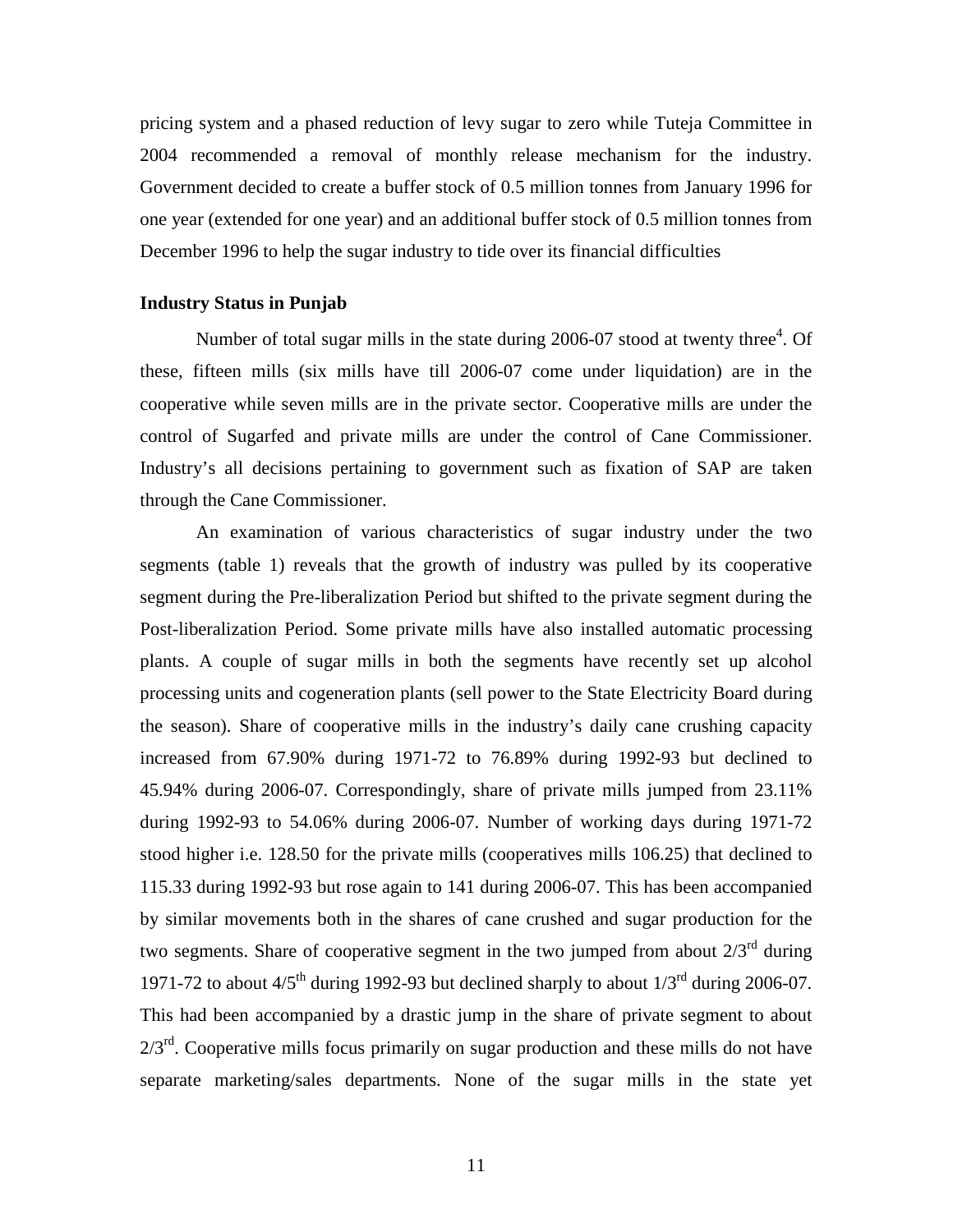pricing system and a phased reduction of levy sugar to zero while Tuteja Committee in 2004 recommended a removal of monthly release mechanism for the industry. Government decided to create a buffer stock of 0.5 million tonnes from January 1996 for one year (extended for one year) and an additional buffer stock of 0.5 million tonnes from December 1996 to help the sugar industry to tide over its financial difficulties

**Industry Status in Punjab**

Number of total sugar mills in the state during 2006-07 stood at twenty three[4]. Of these, fifteen mills (six mills have till 2006-07 come under liquidation) are in the cooperative while seven mills are in the private sector. Cooperative mills are under the control of Sugarfed and private mills are under the control of Cane Commissioner. Industry's all decisions pertaining to government such as fixation of SAP are taken through the Cane Commissioner.

An examination of various characteristics of sugar industry under the two segments (table 1) reveals that the growth of industry was pulled by its cooperative segment during the Pre-liberalization Period but shifted to the private segment during the Post-liberalization Period. Some private mills have also installed automatic processing plants. A couple of sugar mills in both the segments have recently set up alcohol processing units and cogeneration plants (sell power to the State Electricity Board during the season). Share of cooperative mills in the industry's daily cane crushing capacity increased from 67.90% during 1971-72 to 76.89% during 1992-93 but declined to 45.94% during 2006-07. Correspondingly, share of private mills jumped from 23.11% during 1992-93 to 54.06% during 2006-07. Number of working days during 1971-72 stood higher i.e. 128.50 for the private mills (cooperatives mills 106.25) that declined to 115.33 during 1992-93 but rose again to 141 during 2006-07. This has been accompanied by similar movements both in the shares of cane crushed and sugar production for the two segments. Share of cooperative segment in the two jumped from about 2/3rd during 1971-72 to about 4/5th during 1992-93 but declined sharply to about 1/3rd during 2006-07. This had been accompanied by a drastic jump in the share of private segment to about 2/3rd. Cooperative mills focus primarily on sugar production and these mills do not have separate marketing/sales departments. None of the sugar mills in the state yet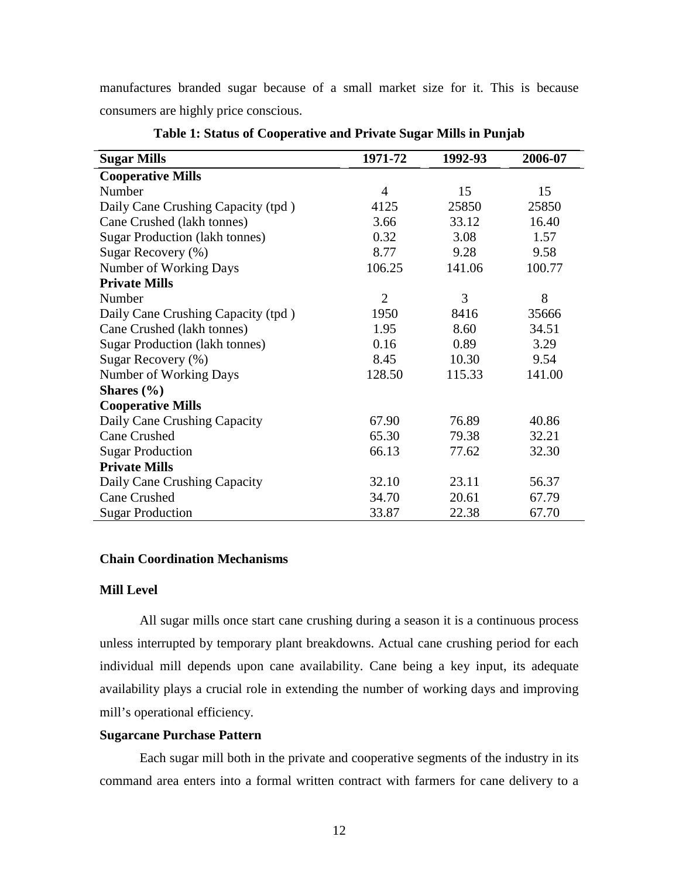manufactures branded sugar because of a small market size for it. This is because consumers are highly price conscious.

**Table 1: Status of Cooperative and Private Sugar Mills in Punjab**

| Sugar Mills | 1971-72 | 1992-93 | 2006-07 |
|---|---|---|---|
| **Cooperative Mills** | | | |
| Number | 4 | 15 | 15 |
| Daily Cane Crushing Capacity (tpd ) | 4125 | 25850 | 25850 |
| Cane Crushed (lakh tonnes) | 3.66 | 33.12 | 16.40 |
| Sugar Production (lakh tonnes) | 0.32 | 3.08 | 1.57 |
| Sugar Recovery (%) | 8.77 | 9.28 | 9.58 |
| Number of Working Days | 106.25 | 141.06 | 100.77 |
| **Private Mills** | | | |
| Number | 2 | 3 | 8 |
| Daily Cane Crushing Capacity (tpd ) | 1950 | 8416 | 35666 |
| Cane Crushed (lakh tonnes) | 1.95 | 8.60 | 34.51 |
| Sugar Production (lakh tonnes) | 0.16 | 0.89 | 3.29 |
| Sugar Recovery (%) | 8.45 | 10.30 | 9.54 |
| Number of Working Days | 128.50 | 115.33 | 141.00 |
| **Shares (%)** | | | |
| **Cooperative Mills** | | | |
| Daily Cane Crushing Capacity | 67.90 | 76.89 | 40.86 |
| Cane Crushed | 65.30 | 79.38 | 32.21 |
| Sugar Production | 66.13 | 77.62 | 32.30 |
| **Private Mills** | | | |
| Daily Cane Crushing Capacity | 32.10 | 23.11 | 56.37 |
| Cane Crushed | 34.70 | 20.61 | 67.79 |
| Sugar Production | 33.87 | 22.38 | 67.70 |

### Chain Coordination Mechanisms

#### Mill Level

All sugar mills once start cane crushing during a season it is a continuous process unless interrupted by temporary plant breakdowns. Actual cane crushing period for each individual mill depends upon cane availability. Cane being a key input, its adequate availability plays a crucial role in extending the number of working days and improving mill's operational efficiency.

#### Sugarcane Purchase Pattern

Each sugar mill both in the private and cooperative segments of the industry in its command area enters into a formal written contract with farmers for cane delivery to a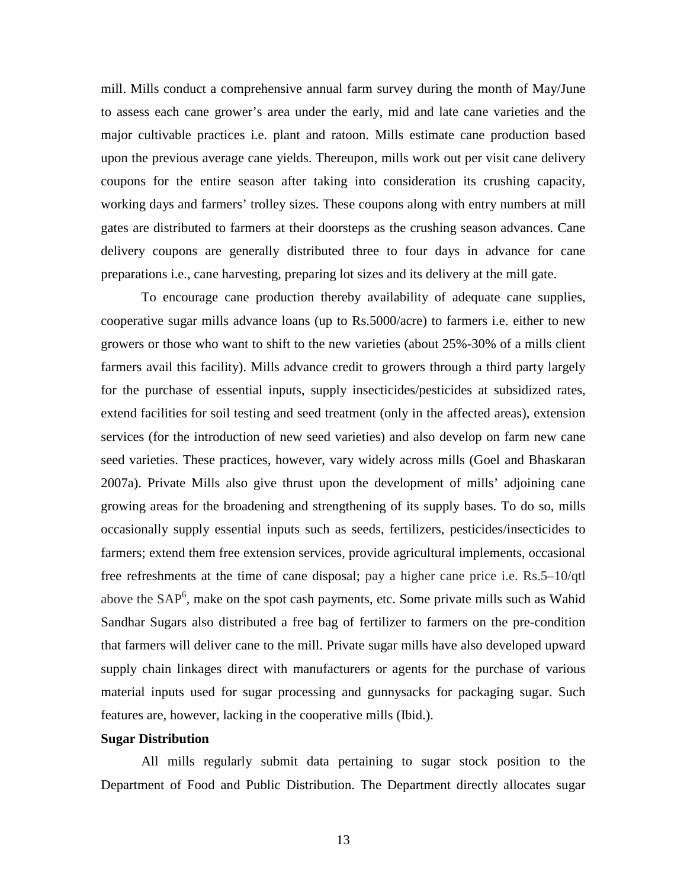mill. Mills conduct a comprehensive annual farm survey during the month of May/June to assess each cane grower's area under the early, mid and late cane varieties and the major cultivable practices i.e. plant and ratoon. Mills estimate cane production based upon the previous average cane yields. Thereupon, mills work out per visit cane delivery coupons for the entire season after taking into consideration its crushing capacity, working days and farmers' trolley sizes. These coupons along with entry numbers at mill gates are distributed to farmers at their doorsteps as the crushing season advances. Cane delivery coupons are generally distributed three to four days in advance for cane preparations i.e., cane harvesting, preparing lot sizes and its delivery at the mill gate.

To encourage cane production thereby availability of adequate cane supplies, cooperative sugar mills advance loans (up to Rs.5000/acre) to farmers i.e. either to new growers or those who want to shift to the new varieties (about 25%-30% of a mills client farmers avail this facility). Mills advance credit to growers through a third party largely for the purchase of essential inputs, supply insecticides/pesticides at subsidized rates, extend facilities for soil testing and seed treatment (only in the affected areas), extension services (for the introduction of new seed varieties) and also develop on farm new cane seed varieties. These practices, however, vary widely across mills (Goel and Bhaskaran 2007a). Private Mills also give thrust upon the development of mills' adjoining cane growing areas for the broadening and strengthening of its supply bases. To do so, mills occasionally supply essential inputs such as seeds, fertilizers, pesticides/insecticides to farmers; extend them free extension services, provide agricultural implements, occasional free refreshments at the time of cane disposal; pay a higher cane price i.e. Rs.5–10/qtl above the SAP[6], make on the spot cash payments, etc. Some private mills such as Wahid Sandhar Sugars also distributed a free bag of fertilizer to farmers on the pre-condition that farmers will deliver cane to the mill. Private sugar mills have also developed upward supply chain linkages direct with manufacturers or agents for the purchase of various material inputs used for sugar processing and gunnysacks for packaging sugar. Such features are, however, lacking in the cooperative mills (Ibid.).

**Sugar Distribution**

All mills regularly submit data pertaining to sugar stock position to the Department of Food and Public Distribution. The Department directly allocates sugar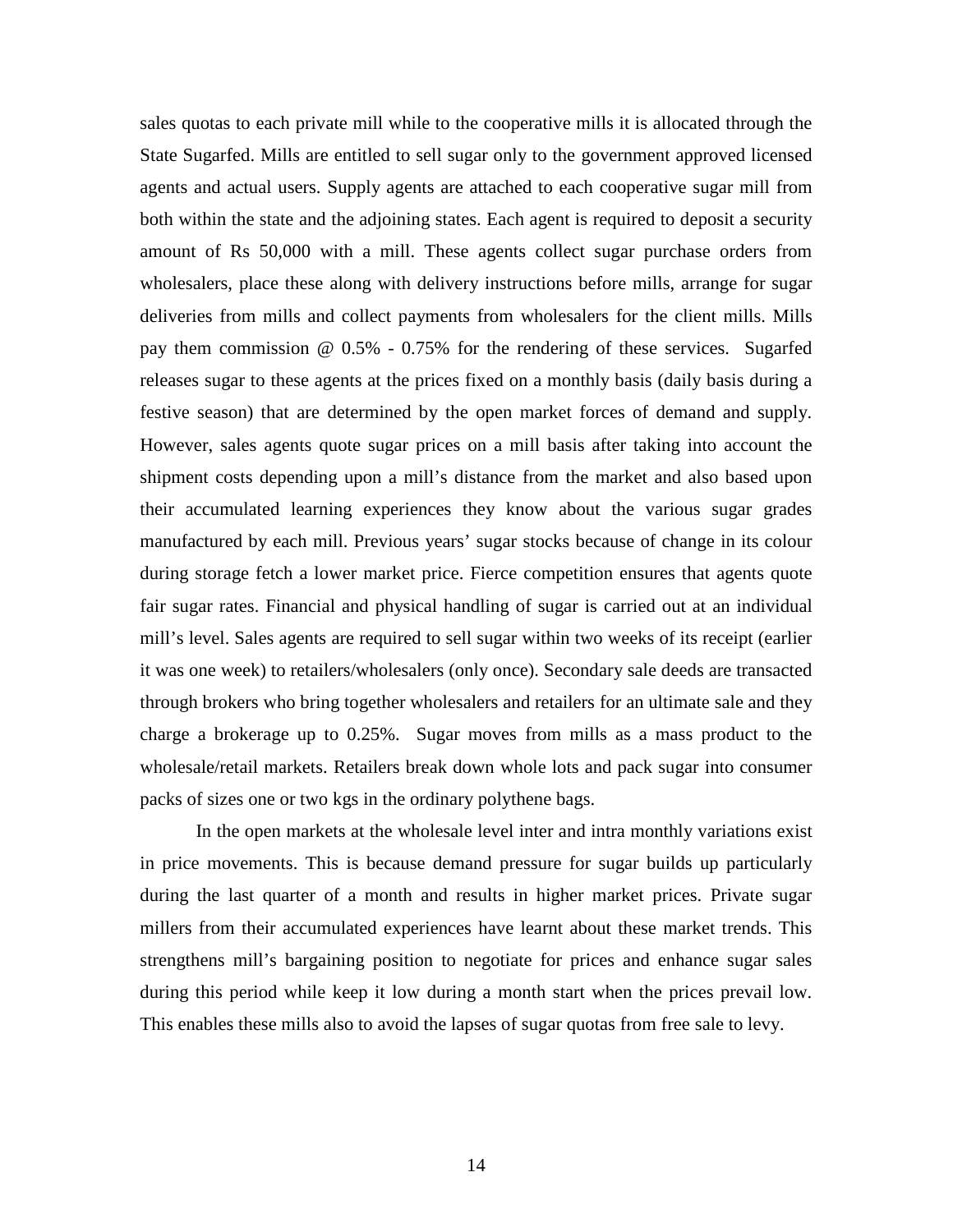sales quotas to each private mill while to the cooperative mills it is allocated through the State Sugarfed. Mills are entitled to sell sugar only to the government approved licensed agents and actual users. Supply agents are attached to each cooperative sugar mill from both within the state and the adjoining states. Each agent is required to deposit a security amount of Rs 50,000 with a mill. These agents collect sugar purchase orders from wholesalers, place these along with delivery instructions before mills, arrange for sugar deliveries from mills and collect payments from wholesalers for the client mills. Mills pay them commission @ 0.5% - 0.75% for the rendering of these services. Sugarfed releases sugar to these agents at the prices fixed on a monthly basis (daily basis during a festive season) that are determined by the open market forces of demand and supply. However, sales agents quote sugar prices on a mill basis after taking into account the shipment costs depending upon a mill's distance from the market and also based upon their accumulated learning experiences they know about the various sugar grades manufactured by each mill. Previous years' sugar stocks because of change in its colour during storage fetch a lower market price. Fierce competition ensures that agents quote fair sugar rates. Financial and physical handling of sugar is carried out at an individual mill's level. Sales agents are required to sell sugar within two weeks of its receipt (earlier it was one week) to retailers/wholesalers (only once). Secondary sale deeds are transacted through brokers who bring together wholesalers and retailers for an ultimate sale and they charge a brokerage up to 0.25%. Sugar moves from mills as a mass product to the wholesale/retail markets. Retailers break down whole lots and pack sugar into consumer packs of sizes one or two kgs in the ordinary polythene bags.

In the open markets at the wholesale level inter and intra monthly variations exist in price movements. This is because demand pressure for sugar builds up particularly during the last quarter of a month and results in higher market prices. Private sugar millers from their accumulated experiences have learnt about these market trends. This strengthens mill's bargaining position to negotiate for prices and enhance sugar sales during this period while keep it low during a month start when the prices prevail low. This enables these mills also to avoid the lapses of sugar quotas from free sale to levy.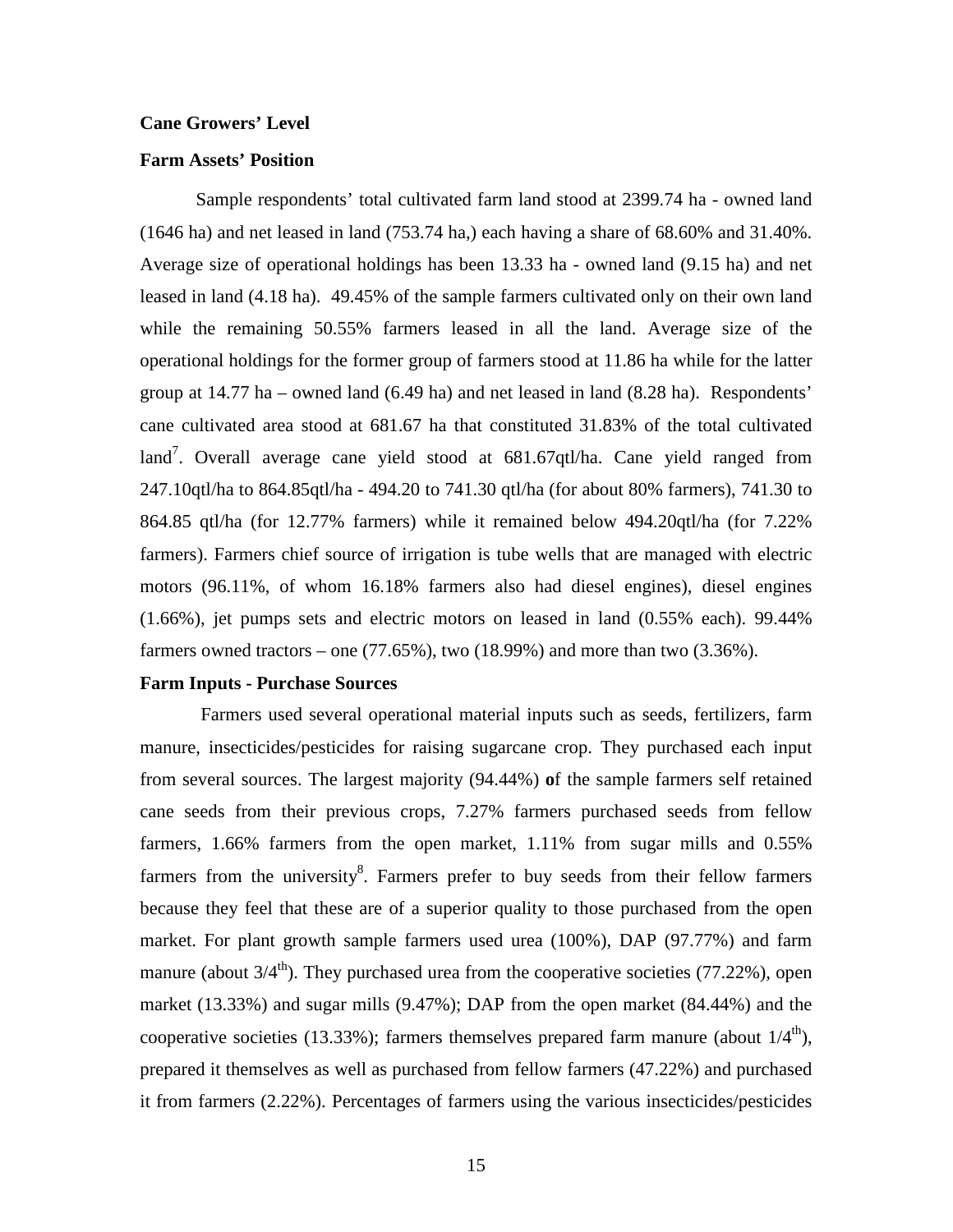**Cane Growers' Level**

**Farm Assets' Position**

Sample respondents' total cultivated farm land stood at 2399.74 ha - owned land (1646 ha) and net leased in land (753.74 ha,) each having a share of 68.60% and 31.40%. Average size of operational holdings has been 13.33 ha - owned land (9.15 ha) and net leased in land (4.18 ha). 49.45% of the sample farmers cultivated only on their own land while the remaining 50.55% farmers leased in all the land. Average size of the operational holdings for the former group of farmers stood at 11.86 ha while for the latter group at 14.77 ha – owned land (6.49 ha) and net leased in land (8.28 ha). Respondents' cane cultivated area stood at 681.67 ha that constituted 31.83% of the total cultivated land[7]. Overall average cane yield stood at 681.67qtl/ha. Cane yield ranged from 247.10qtl/ha to 864.85qtl/ha - 494.20 to 741.30 qtl/ha (for about 80% farmers), 741.30 to 864.85 qtl/ha (for 12.77% farmers) while it remained below 494.20qtl/ha (for 7.22% farmers). Farmers chief source of irrigation is tube wells that are managed with electric motors (96.11%, of whom 16.18% farmers also had diesel engines), diesel engines (1.66%), jet pumps sets and electric motors on leased in land (0.55% each). 99.44% farmers owned tractors – one (77.65%), two (18.99%) and more than two (3.36%).

**Farm Inputs - Purchase Sources**

Farmers used several operational material inputs such as seeds, fertilizers, farm manure, insecticides/pesticides for raising sugarcane crop. They purchased each input from several sources. The largest majority (94.44%) **o**f the sample farmers self retained cane seeds from their previous crops, 7.27% farmers purchased seeds from fellow farmers, 1.66% farmers from the open market, 1.11% from sugar mills and 0.55% farmers from the university[8]. Farmers prefer to buy seeds from their fellow farmers because they feel that these are of a superior quality to those purchased from the open market. For plant growth sample farmers used urea (100%), DAP (97.77%) and farm manure (about 3/4[th]). They purchased urea from the cooperative societies (77.22%), open market (13.33%) and sugar mills (9.47%); DAP from the open market (84.44%) and the cooperative societies (13.33%); farmers themselves prepared farm manure (about 1/4[th]), prepared it themselves as well as purchased from fellow farmers (47.22%) and purchased it from farmers (2.22%). Percentages of farmers using the various insecticides/pesticides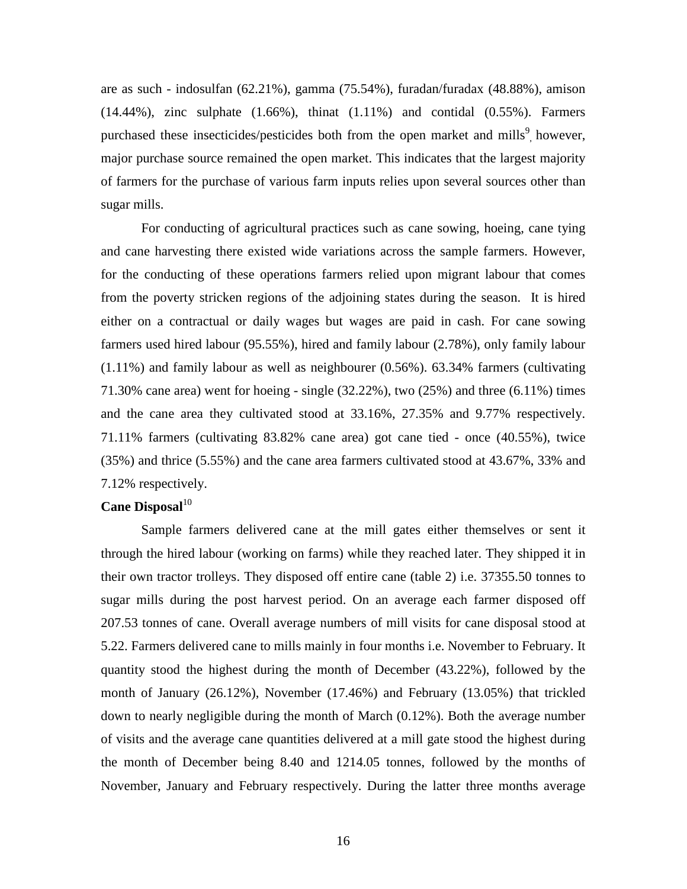are as such - indosulfan (62.21%), gamma (75.54%), furadan/furadax (48.88%), amison (14.44%), zinc sulphate (1.66%), thinat (1.11%) and contidal (0.55%). Farmers purchased these insecticides/pesticides both from the open market and mills[9], however, major purchase source remained the open market. This indicates that the largest majority of farmers for the purchase of various farm inputs relies upon several sources other than sugar mills.

For conducting of agricultural practices such as cane sowing, hoeing, cane tying and cane harvesting there existed wide variations across the sample farmers. However, for the conducting of these operations farmers relied upon migrant labour that comes from the poverty stricken regions of the adjoining states during the season. It is hired either on a contractual or daily wages but wages are paid in cash. For cane sowing farmers used hired labour (95.55%), hired and family labour (2.78%), only family labour (1.11%) and family labour as well as neighbourer (0.56%). 63.34% farmers (cultivating 71.30% cane area) went for hoeing - single (32.22%), two (25%) and three (6.11%) times and the cane area they cultivated stood at 33.16%, 27.35% and 9.77% respectively. 71.11% farmers (cultivating 83.82% cane area) got cane tied - once (40.55%), twice (35%) and thrice (5.55%) and the cane area farmers cultivated stood at 43.67%, 33% and 7.12% respectively.

**Cane Disposal**[10]

Sample farmers delivered cane at the mill gates either themselves or sent it through the hired labour (working on farms) while they reached later. They shipped it in their own tractor trolleys. They disposed off entire cane (table 2) i.e. 37355.50 tonnes to sugar mills during the post harvest period. On an average each farmer disposed off 207.53 tonnes of cane. Overall average numbers of mill visits for cane disposal stood at 5.22. Farmers delivered cane to mills mainly in four months i.e. November to February. It quantity stood the highest during the month of December (43.22%), followed by the month of January (26.12%), November (17.46%) and February (13.05%) that trickled down to nearly negligible during the month of March (0.12%). Both the average number of visits and the average cane quantities delivered at a mill gate stood the highest during the month of December being 8.40 and 1214.05 tonnes, followed by the months of November, January and February respectively. During the latter three months average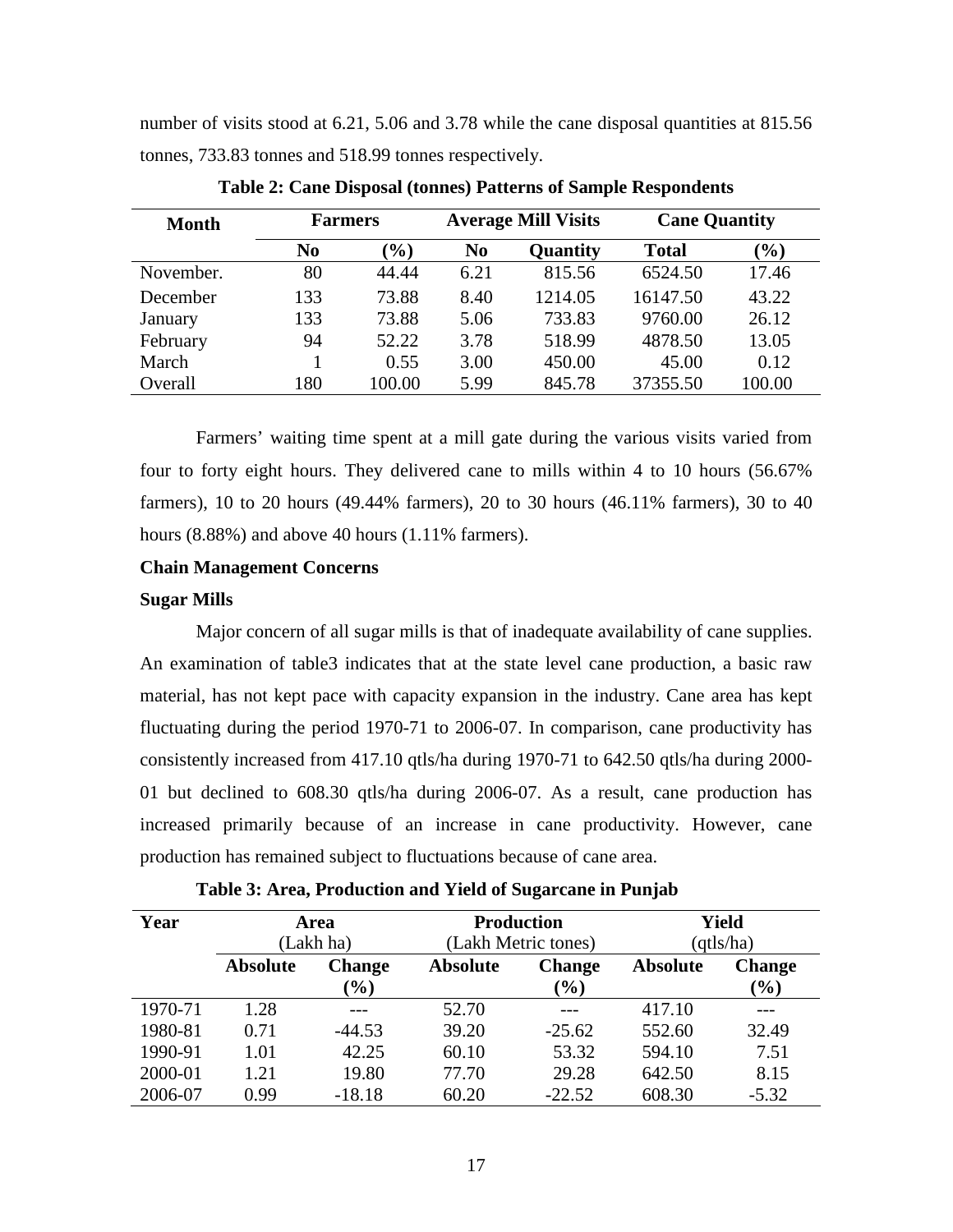number of visits stood at 6.21, 5.06 and 3.78 while the cane disposal quantities at 815.56 tonnes, 733.83 tonnes and 518.99 tonnes respectively.

**Table 2: Cane Disposal (tonnes) Patterns of Sample Respondents**

| Month | Farmers | | Average Mill Visits | | Cane Quantity | |
|---|---|---|---|---|---|---|
| | No | (%) | No | Quantity | Total | (%) |
| November. | 80 | 44.44 | 6.21 | 815.56 | 6524.50 | 17.46 |
| December | 133 | 73.88 | 8.40 | 1214.05 | 16147.50 | 43.22 |
| January | 133 | 73.88 | 5.06 | 733.83 | 9760.00 | 26.12 |
| February | 94 | 52.22 | 3.78 | 518.99 | 4878.50 | 13.05 |
| March | 1 | 0.55 | 3.00 | 450.00 | 45.00 | 0.12 |
| Overall | 180 | 100.00 | 5.99 | 845.78 | 37355.50 | 100.00 |

Farmers' waiting time spent at a mill gate during the various visits varied from four to forty eight hours. They delivered cane to mills within 4 to 10 hours (56.67% farmers), 10 to 20 hours (49.44% farmers), 20 to 30 hours (46.11% farmers), 30 to 40 hours (8.88%) and above 40 hours (1.11% farmers).

**Chain Management Concerns**

**Sugar Mills**

Major concern of all sugar mills is that of inadequate availability of cane supplies. An examination of table3 indicates that at the state level cane production, a basic raw material, has not kept pace with capacity expansion in the industry. Cane area has kept fluctuating during the period 1970-71 to 2006-07. In comparison, cane productivity has consistently increased from 417.10 qtls/ha during 1970-71 to 642.50 qtls/ha during 2000-01 but declined to 608.30 qtls/ha during 2006-07. As a result, cane production has increased primarily because of an increase in cane productivity. However, cane production has remained subject to fluctuations because of cane area.

**Table 3: Area, Production and Yield of Sugarcane in Punjab**

| Year | Area (Lakh ha) | | Production (Lakh Metric tones) | | Yield (qtls/ha) | |
|---|---|---|---|---|---|---|
| | Absolute | Change (%) | Absolute | Change (%) | Absolute | Change (%) |
| 1970-71 | 1.28 | --- | 52.70 | --- | 417.10 | --- |
| 1980-81 | 0.71 | -44.53 | 39.20 | -25.62 | 552.60 | 32.49 |
| 1990-91 | 1.01 | 42.25 | 60.10 | 53.32 | 594.10 | 7.51 |
| 2000-01 | 1.21 | 19.80 | 77.70 | 29.28 | 642.50 | 8.15 |
| 2006-07 | 0.99 | -18.18 | 60.20 | -22.52 | 608.30 | -5.32 |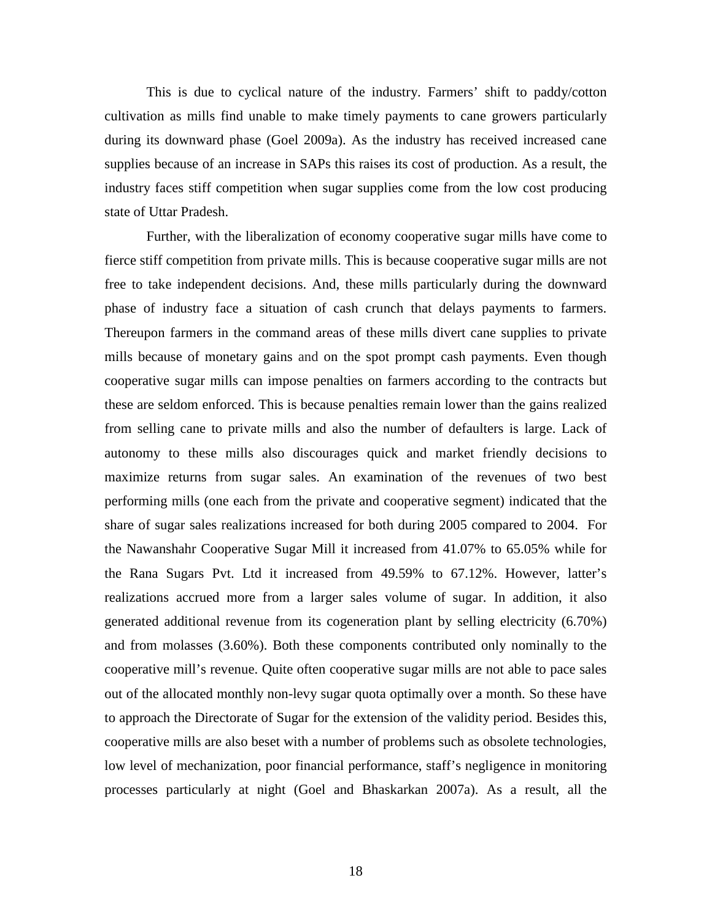This is due to cyclical nature of the industry. Farmers' shift to paddy/cotton cultivation as mills find unable to make timely payments to cane growers particularly during its downward phase (Goel 2009a). As the industry has received increased cane supplies because of an increase in SAPs this raises its cost of production. As a result, the industry faces stiff competition when sugar supplies come from the low cost producing state of Uttar Pradesh.

Further, with the liberalization of economy cooperative sugar mills have come to fierce stiff competition from private mills. This is because cooperative sugar mills are not free to take independent decisions. And, these mills particularly during the downward phase of industry face a situation of cash crunch that delays payments to farmers. Thereupon farmers in the command areas of these mills divert cane supplies to private mills because of monetary gains and on the spot prompt cash payments. Even though cooperative sugar mills can impose penalties on farmers according to the contracts but these are seldom enforced. This is because penalties remain lower than the gains realized from selling cane to private mills and also the number of defaulters is large. Lack of autonomy to these mills also discourages quick and market friendly decisions to maximize returns from sugar sales. An examination of the revenues of two best performing mills (one each from the private and cooperative segment) indicated that the share of sugar sales realizations increased for both during 2005 compared to 2004. For the Nawanshahr Cooperative Sugar Mill it increased from 41.07% to 65.05% while for the Rana Sugars Pvt. Ltd it increased from 49.59% to 67.12%. However, latter's realizations accrued more from a larger sales volume of sugar. In addition, it also generated additional revenue from its cogeneration plant by selling electricity (6.70%) and from molasses (3.60%). Both these components contributed only nominally to the cooperative mill's revenue. Quite often cooperative sugar mills are not able to pace sales out of the allocated monthly non-levy sugar quota optimally over a month. So these have to approach the Directorate of Sugar for the extension of the validity period. Besides this, cooperative mills are also beset with a number of problems such as obsolete technologies, low level of mechanization, poor financial performance, staff's negligence in monitoring processes particularly at night (Goel and Bhaskarkan 2007a). As a result, all the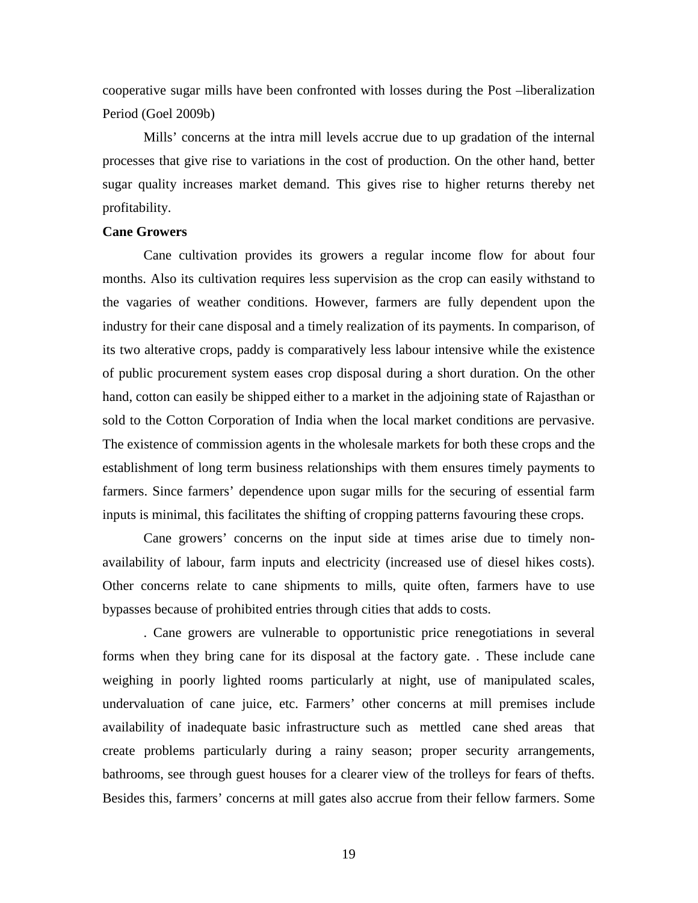cooperative sugar mills have been confronted with losses during the Post –liberalization Period (Goel 2009b)

Mills' concerns at the intra mill levels accrue due to up gradation of the internal processes that give rise to variations in the cost of production. On the other hand, better sugar quality increases market demand. This gives rise to higher returns thereby net profitability.

**Cane Growers**

Cane cultivation provides its growers a regular income flow for about four months. Also its cultivation requires less supervision as the crop can easily withstand to the vagaries of weather conditions. However, farmers are fully dependent upon the industry for their cane disposal and a timely realization of its payments. In comparison, of its two alterative crops, paddy is comparatively less labour intensive while the existence of public procurement system eases crop disposal during a short duration. On the other hand, cotton can easily be shipped either to a market in the adjoining state of Rajasthan or sold to the Cotton Corporation of India when the local market conditions are pervasive. The existence of commission agents in the wholesale markets for both these crops and the establishment of long term business relationships with them ensures timely payments to farmers. Since farmers' dependence upon sugar mills for the securing of essential farm inputs is minimal, this facilitates the shifting of cropping patterns favouring these crops.

Cane growers' concerns on the input side at times arise due to timely non-availability of labour, farm inputs and electricity (increased use of diesel hikes costs). Other concerns relate to cane shipments to mills, quite often, farmers have to use bypasses because of prohibited entries through cities that adds to costs.

. Cane growers are vulnerable to opportunistic price renegotiations in several forms when they bring cane for its disposal at the factory gate. . These include cane weighing in poorly lighted rooms particularly at night, use of manipulated scales, undervaluation of cane juice, etc. Farmers' other concerns at mill premises include availability of inadequate basic infrastructure such as mettled cane shed areas that create problems particularly during a rainy season; proper security arrangements, bathrooms, see through guest houses for a clearer view of the trolleys for fears of thefts. Besides this, farmers' concerns at mill gates also accrue from their fellow farmers. Some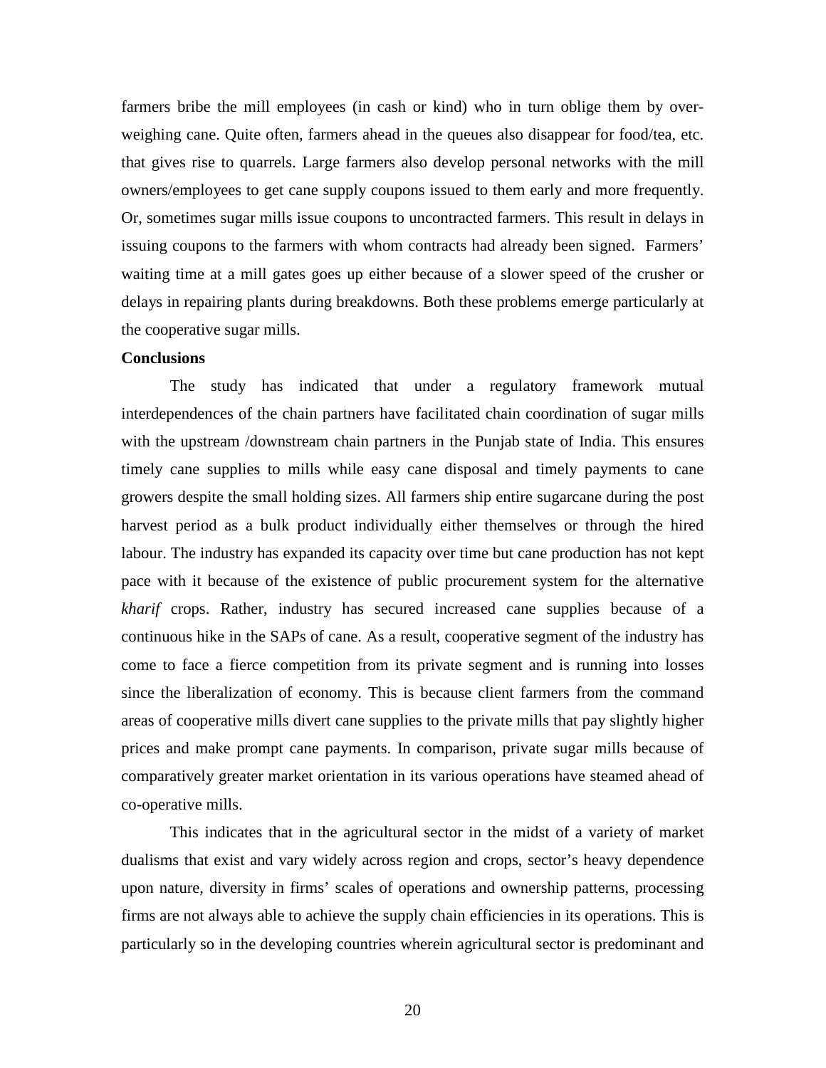farmers bribe the mill employees (in cash or kind) who in turn oblige them by over-weighing cane. Quite often, farmers ahead in the queues also disappear for food/tea, etc. that gives rise to quarrels. Large farmers also develop personal networks with the mill owners/employees to get cane supply coupons issued to them early and more frequently. Or, sometimes sugar mills issue coupons to uncontracted farmers. This result in delays in issuing coupons to the farmers with whom contracts had already been signed. Farmers' waiting time at a mill gates goes up either because of a slower speed of the crusher or delays in repairing plants during breakdowns. Both these problems emerge particularly at the cooperative sugar mills.

**Conclusions**

The study has indicated that under a regulatory framework mutual interdependences of the chain partners have facilitated chain coordination of sugar mills with the upstream /downstream chain partners in the Punjab state of India. This ensures timely cane supplies to mills while easy cane disposal and timely payments to cane growers despite the small holding sizes. All farmers ship entire sugarcane during the post harvest period as a bulk product individually either themselves or through the hired labour. The industry has expanded its capacity over time but cane production has not kept pace with it because of the existence of public procurement system for the alternative *kharif* crops. Rather, industry has secured increased cane supplies because of a continuous hike in the SAPs of cane. As a result, cooperative segment of the industry has come to face a fierce competition from its private segment and is running into losses since the liberalization of economy. This is because client farmers from the command areas of cooperative mills divert cane supplies to the private mills that pay slightly higher prices and make prompt cane payments. In comparison, private sugar mills because of comparatively greater market orientation in its various operations have steamed ahead of co-operative mills.

This indicates that in the agricultural sector in the midst of a variety of market dualisms that exist and vary widely across region and crops, sector's heavy dependence upon nature, diversity in firms' scales of operations and ownership patterns, processing firms are not always able to achieve the supply chain efficiencies in its operations. This is particularly so in the developing countries wherein agricultural sector is predominant and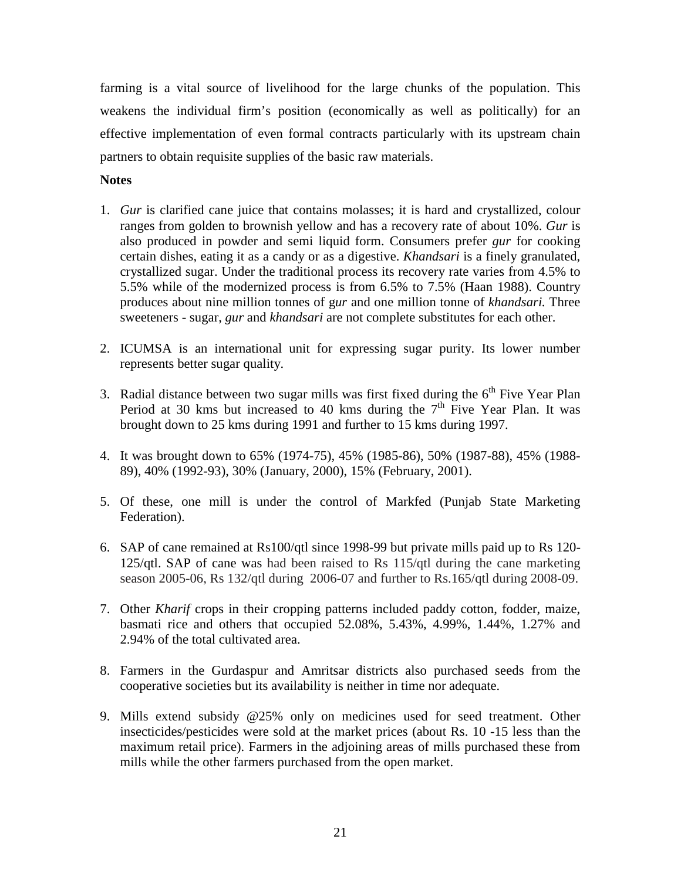farming is a vital source of livelihood for the large chunks of the population. This weakens the individual firm's position (economically as well as politically) for an effective implementation of even formal contracts particularly with its upstream chain partners to obtain requisite supplies of the basic raw materials.

**Notes**

1. *Gur* is clarified cane juice that contains molasses; it is hard and crystallized, colour ranges from golden to brownish yellow and has a recovery rate of about 10%. *Gur* is also produced in powder and semi liquid form. Consumers prefer *gur* for cooking certain dishes, eating it as a candy or as a digestive. *Khandsari* is a finely granulated, crystallized sugar. Under the traditional process its recovery rate varies from 4.5% to 5.5% while of the modernized process is from 6.5% to 7.5% (Haan 1988). Country produces about nine million tonnes of g*ur* and one million tonne of *khandsari.* Three sweeteners - sugar, *gur* and *khandsari* are not complete substitutes for each other.

2. ICUMSA is an international unit for expressing sugar purity. Its lower number represents better sugar quality.

3. Radial distance between two sugar mills was first fixed during the 6th Five Year Plan Period at 30 kms but increased to 40 kms during the 7th Five Year Plan. It was brought down to 25 kms during 1991 and further to 15 kms during 1997.

4. It was brought down to 65% (1974-75), 45% (1985-86), 50% (1987-88), 45% (1988-89), 40% (1992-93), 30% (January, 2000), 15% (February, 2001).

5. Of these, one mill is under the control of Markfed (Punjab State Marketing Federation).

6. SAP of cane remained at Rs100/qtl since 1998-99 but private mills paid up to Rs 120-125/qtl. SAP of cane was had been raised to Rs 115/qtl during the cane marketing season 2005-06, Rs 132/qtl during 2006-07 and further to Rs.165/qtl during 2008-09.

7. Other *Kharif* crops in their cropping patterns included paddy cotton, fodder, maize, basmati rice and others that occupied 52.08%, 5.43%, 4.99%, 1.44%, 1.27% and 2.94% of the total cultivated area.

8. Farmers in the Gurdaspur and Amritsar districts also purchased seeds from the cooperative societies but its availability is neither in time nor adequate.

9. Mills extend subsidy @25% only on medicines used for seed treatment. Other insecticides/pesticides were sold at the market prices (about Rs. 10 -15 less than the maximum retail price). Farmers in the adjoining areas of mills purchased these from mills while the other farmers purchased from the open market.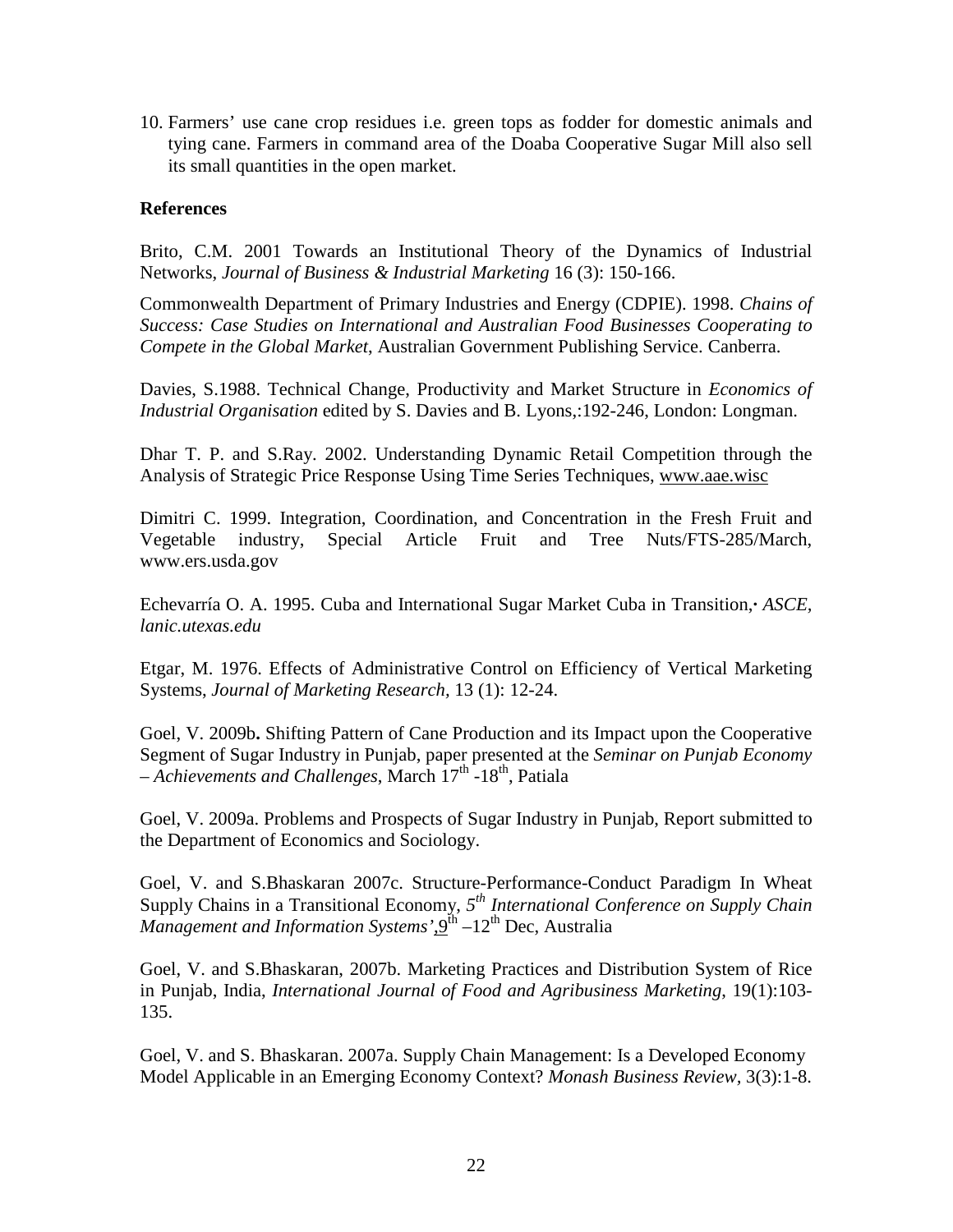10. Farmers' use cane crop residues i.e. green tops as fodder for domestic animals and tying cane. Farmers in command area of the Doaba Cooperative Sugar Mill also sell its small quantities in the open market.

**References**

Brito, C.M. 2001 Towards an Institutional Theory of the Dynamics of Industrial Networks, *Journal of Business & Industrial Marketing* 16 (3): 150-166.

Commonwealth Department of Primary Industries and Energy (CDPIE). 1998. *Chains of Success: Case Studies on International and Australian Food Businesses Cooperating to Compete in the Global Market*, Australian Government Publishing Service. Canberra.

Davies, S.1988. Technical Change, Productivity and Market Structure in *Economics of Industrial Organisation* edited by S. Davies and B. Lyons,:192-246, London: Longman.

Dhar T. P. and S.Ray. 2002. Understanding Dynamic Retail Competition through the Analysis of Strategic Price Response Using Time Series Techniques, www.aae.wisc

Dimitri C. 1999. Integration, Coordination, and Concentration in the Fresh Fruit and Vegetable industry, Special Article Fruit and Tree Nuts/FTS-285/March, www.ers.usda.gov

Echevarría O. A. 1995. Cuba and International Sugar Market Cuba in Transition,· *ASCE, lanic.utexas.edu*

Etgar, M. 1976. Effects of Administrative Control on Efficiency of Vertical Marketing Systems, *Journal of Marketing Research*, 13 (1): 12-24.

Goel, V. 2009b**.** Shifting Pattern of Cane Production and its Impact upon the Cooperative Segment of Sugar Industry in Punjab, paper presented at the *Seminar on Punjab Economy – Achievements and Challenges*, March 17th -18th, Patiala

Goel, V. 2009a. Problems and Prospects of Sugar Industry in Punjab, Report submitted to the Department of Economics and Sociology.

Goel, V. and S.Bhaskaran 2007c. Structure-Performance-Conduct Paradigm In Wheat Supply Chains in a Transitional Economy, *5th International Conference on Supply Chain Management and Information Systems'*,9th –12th Dec, Australia

Goel, V. and S.Bhaskaran, 2007b. Marketing Practices and Distribution System of Rice in Punjab, India, *International Journal of Food and Agribusiness Marketing*, 19(1):103-135.

Goel, V. and S. Bhaskaran. 2007a. Supply Chain Management: Is a Developed Economy Model Applicable in an Emerging Economy Context? *Monash Business Review*, 3(3):1-8.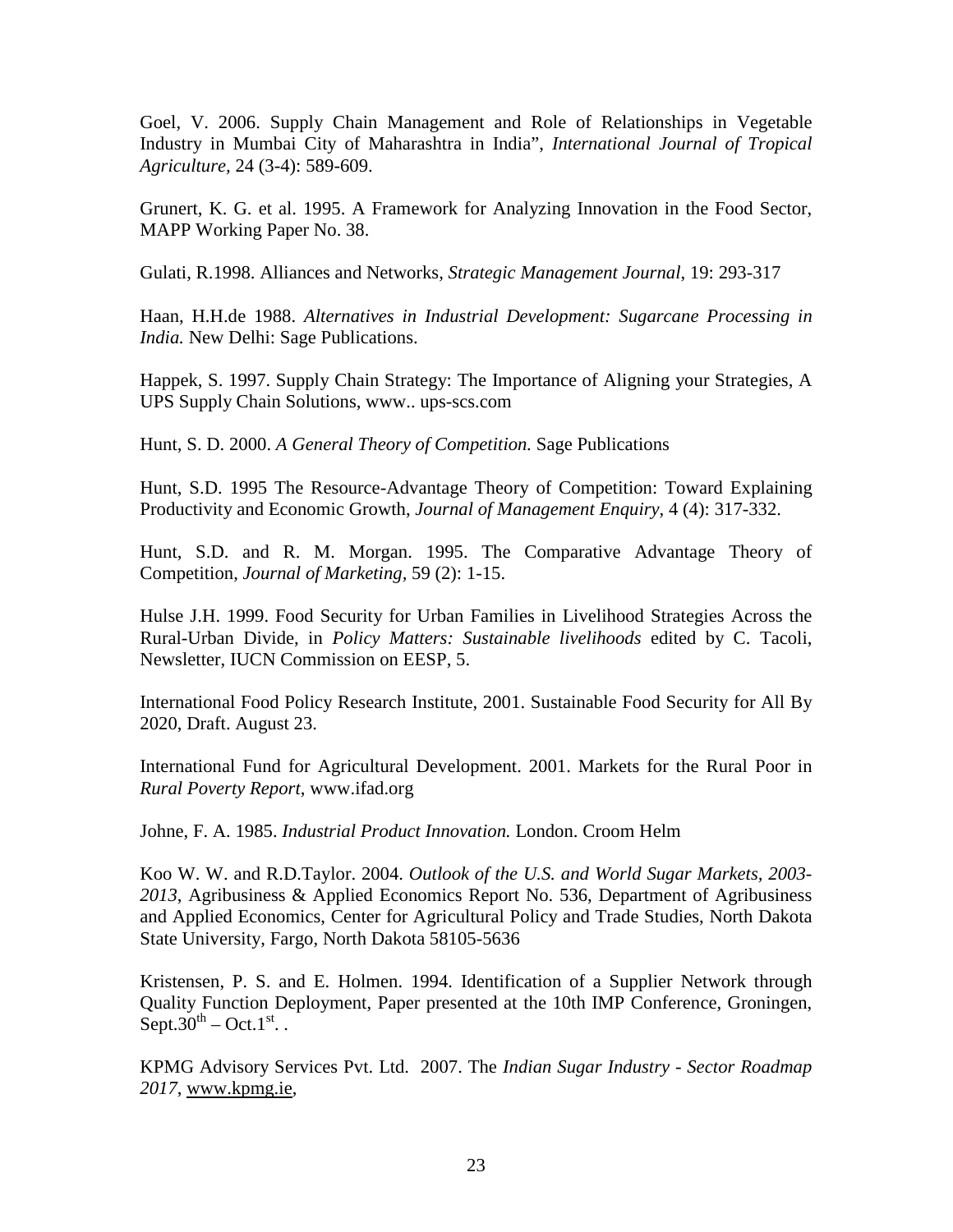Goel, V. 2006. Supply Chain Management and Role of Relationships in Vegetable Industry in Mumbai City of Maharashtra in India", *International Journal of Tropical Agriculture,* 24 (3-4): 589-609.

Grunert, K. G. et al. 1995. A Framework for Analyzing Innovation in the Food Sector, MAPP Working Paper No. 38.

Gulati, R.1998. Alliances and Networks, *Strategic Management Journal*, 19: 293-317

Haan, H.H.de 1988. *Alternatives in Industrial Development: Sugarcane Processing in India.* New Delhi: Sage Publications.

Happek, S. 1997. Supply Chain Strategy: The Importance of Aligning your Strategies, A UPS Supply Chain Solutions, www.. ups-scs.com

Hunt, S. D. 2000. *A General Theory of Competition.* Sage Publications

Hunt, S.D. 1995 The Resource-Advantage Theory of Competition: Toward Explaining Productivity and Economic Growth, *Journal of Management Enquiry,* 4 (4): 317-332.

Hunt, S.D. and R. M. Morgan. 1995. The Comparative Advantage Theory of Competition, *Journal of Marketing,* 59 (2): 1-15.

Hulse J.H. 1999. Food Security for Urban Families in Livelihood Strategies Across the Rural-Urban Divide, in *Policy Matters: Sustainable livelihoods* edited by C. Tacoli, Newsletter, IUCN Commission on EESP, 5.

International Food Policy Research Institute, 2001. Sustainable Food Security for All By 2020, Draft. August 23.

International Fund for Agricultural Development. 2001. Markets for the Rural Poor in *Rural Poverty Report*, www.ifad.org

Johne, F. A. 1985. *Industrial Product Innovation.* London. Croom Helm

Koo W. W. and R.D.Taylor. 2004. *Outlook of the U.S. and World Sugar Markets, 2003-2013*, Agribusiness & Applied Economics Report No. 536, Department of Agribusiness and Applied Economics, Center for Agricultural Policy and Trade Studies, North Dakota State University, Fargo, North Dakota 58105-5636

Kristensen, P. S. and E. Holmen. 1994. Identification of a Supplier Network through Quality Function Deployment, Paper presented at the 10th IMP Conference, Groningen, Sept.30th – Oct.1st. .

KPMG Advisory Services Pvt. Ltd. 2007. The *Indian Sugar Industry - Sector Roadmap 2017*, www.kpmg.ie,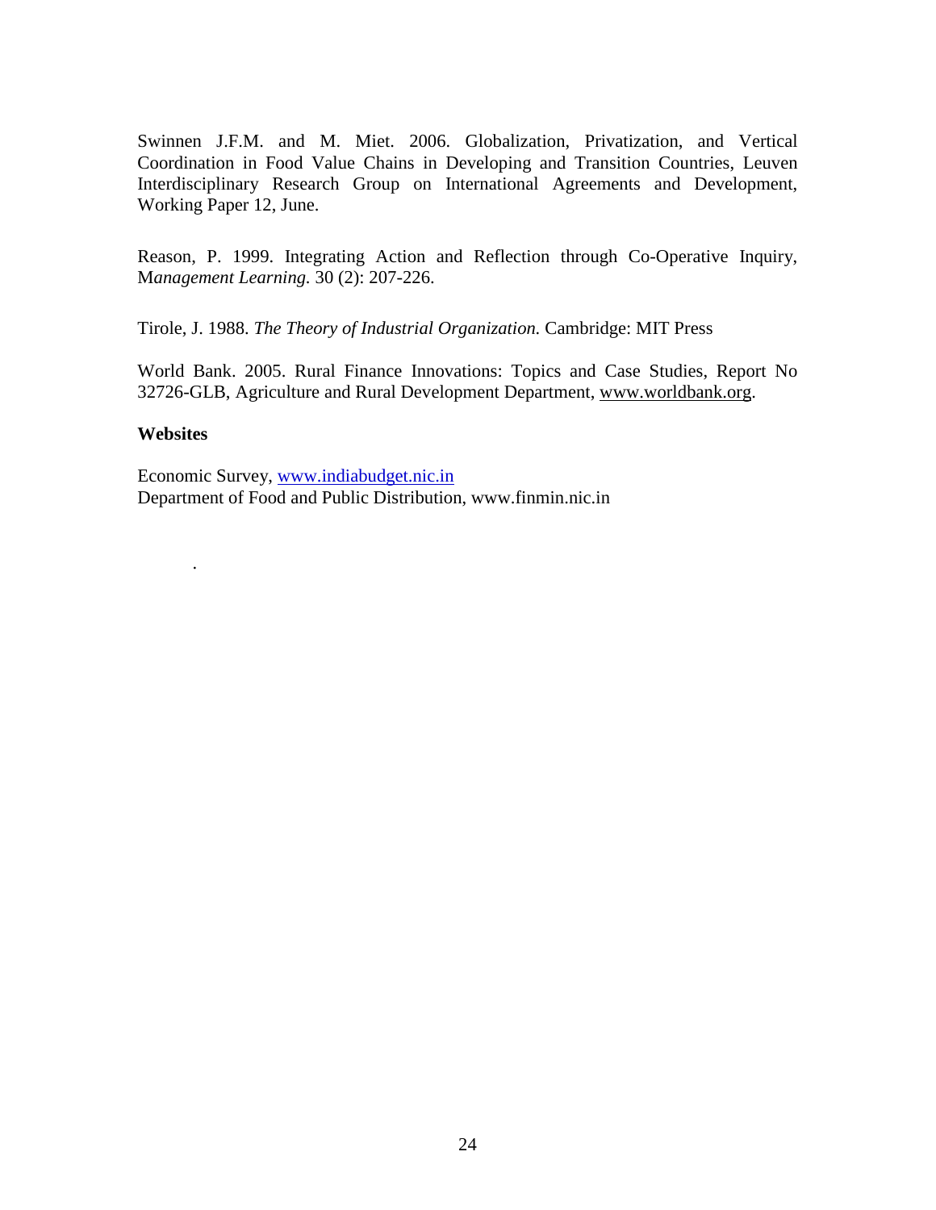Swinnen J.F.M. and M. Miet. 2006. Globalization, Privatization, and Vertical Coordination in Food Value Chains in Developing and Transition Countries, Leuven Interdisciplinary Research Group on International Agreements and Development, Working Paper 12, June.

Reason, P. 1999. Integrating Action and Reflection through Co-Operative Inquiry, M*anagement Learning.* 30 (2): 207-226.

Tirole, J. 1988. *The Theory of Industrial Organization.* Cambridge: MIT Press

World Bank. 2005. Rural Finance Innovations: Topics and Case Studies, Report No 32726-GLB, Agriculture and Rural Development Department, www.worldbank.org.

**Websites**

Economic Survey, www.indiabudget.nic.in
Department of Food and Public Distribution, www.finmin.nic.in

.